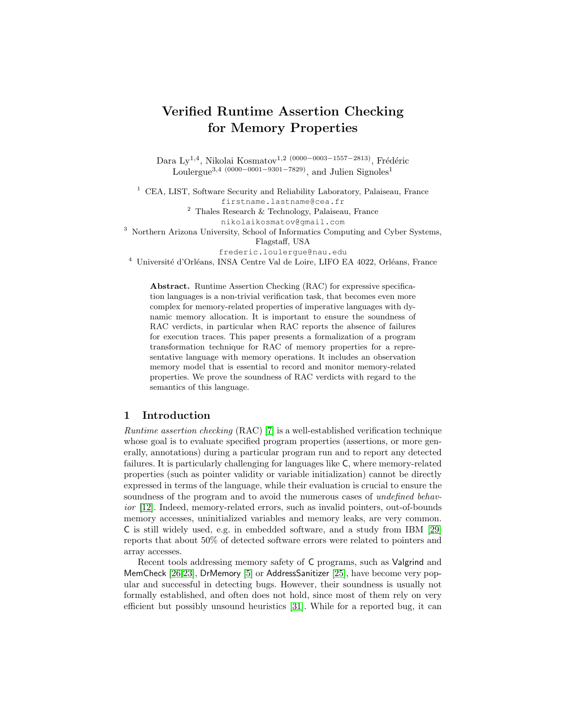# Verified Runtime Assertion Checking for Memory Properties

Dara Ly[1,4], Nikolai Kosmatov[1,2] (0000−0003−1557−2813), Frédéric Loulergue[3,4] (0000−0001−9301−7829), and Julien Signoles[1]

[1] CEA, LIST, Software Security and Reliability Laboratory, Palaiseau, France
firstname.lastname@cea.fr

[2] Thales Research & Technology, Palaiseau, France
nikolaikosmatov@gmail.com

[3] Northern Arizona University, School of Informatics Computing and Cyber Systems, Flagstaff, USA
frederic.loulergue@nau.edu

[4] Université d'Orléans, INSA Centre Val de Loire, LIFO EA 4022, Orléans, France

**Abstract.** Runtime Assertion Checking (RAC) for expressive specification languages is a non-trivial verification task, that becomes even more complex for memory-related properties of imperative languages with dynamic memory allocation. It is important to ensure the soundness of RAC verdicts, in particular when RAC reports the absence of failures for execution traces. This paper presents a formalization of a program transformation technique for RAC of memory properties for a representative language with memory operations. It includes an observation memory model that is essential to record and monitor memory-related properties. We prove the soundness of RAC verdicts with regard to the semantics of this language.

## 1 Introduction

*Runtime assertion checking* (RAC) [7] is a well-established verification technique whose goal is to evaluate specified program properties (assertions, or more generally, annotations) during a particular program run and to report any detected failures. It is particularly challenging for languages like C, where memory-related properties (such as pointer validity or variable initialization) cannot be directly expressed in terms of the language, while their evaluation is crucial to ensure the soundness of the program and to avoid the numerous cases of *undefined behavior* [12]. Indeed, memory-related errors, such as invalid pointers, out-of-bounds memory accesses, uninitialized variables and memory leaks, are very common. C is still widely used, e.g. in embedded software, and a study from IBM [29] reports that about 50% of detected software errors were related to pointers and array accesses.

Recent tools addressing memory safety of C programs, such as Valgrind and MemCheck [26,23], DrMemory [5] or AddressSanitizer [25], have become very popular and successful in detecting bugs. However, their soundness is usually not formally established, and often does not hold, since most of them rely on very efficient but possibly unsound heuristics [31]. While for a reported bug, it can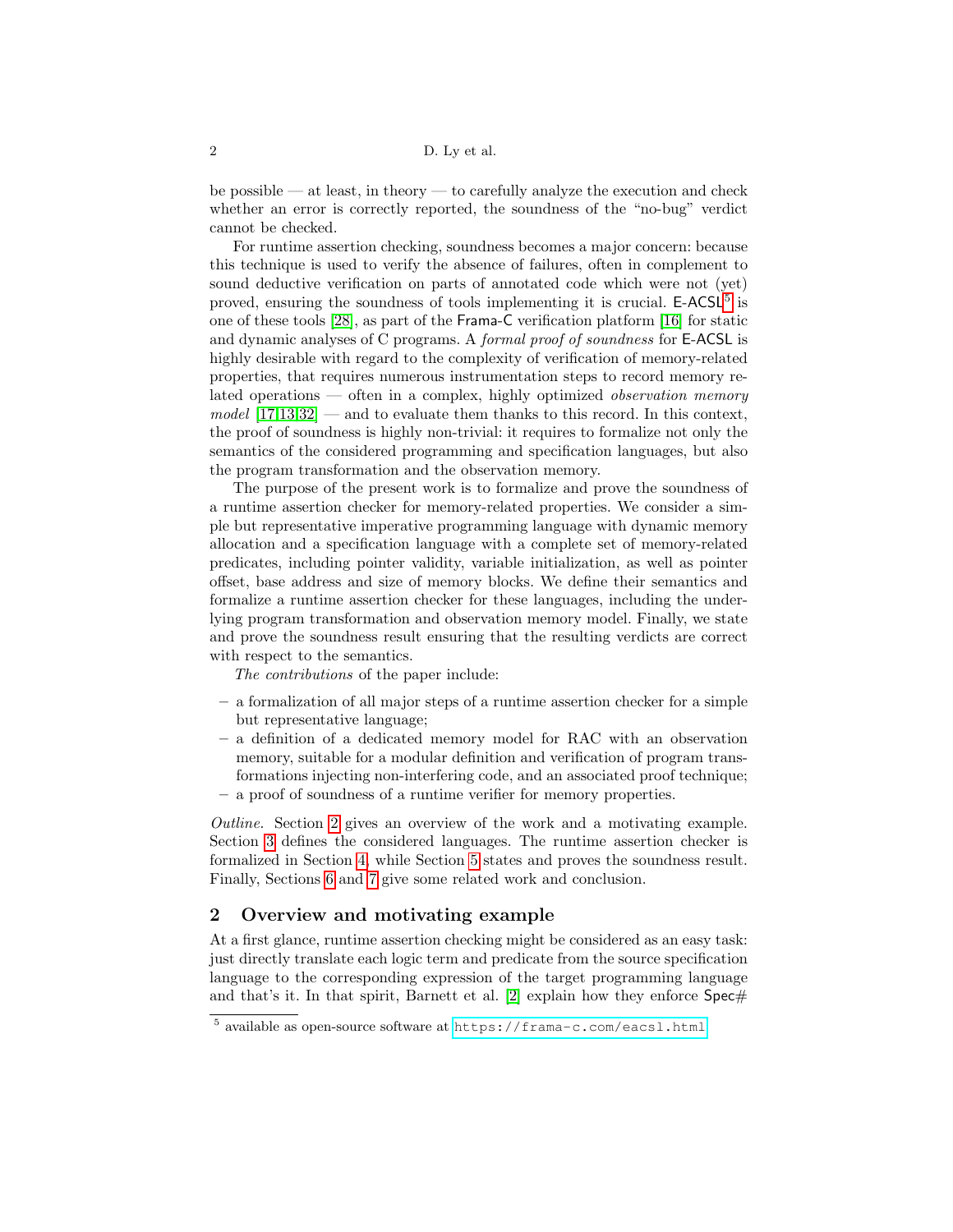be possible — at least, in theory — to carefully analyze the execution and check whether an error is correctly reported, the soundness of the "no-bug" verdict cannot be checked.

For runtime assertion checking, soundness becomes a major concern: because this technique is used to verify the absence of failures, often in complement to sound deductive verification on parts of annotated code which were not (yet) proved, ensuring the soundness of tools implementing it is crucial. E-ACSL[5] is one of these tools [28], as part of the Frama-C verification platform [16] for static and dynamic analyses of C programs. A *formal proof of soundness* for E-ACSL is highly desirable with regard to the complexity of verification of memory-related properties, that requires numerous instrumentation steps to record memory related operations — often in a complex, highly optimized *observation memory model* [17,13,32] — and to evaluate them thanks to this record. In this context, the proof of soundness is highly non-trivial: it requires to formalize not only the semantics of the considered programming and specification languages, but also the program transformation and the observation memory.

The purpose of the present work is to formalize and prove the soundness of a runtime assertion checker for memory-related properties. We consider a simple but representative imperative programming language with dynamic memory allocation and a specification language with a complete set of memory-related predicates, including pointer validity, variable initialization, as well as pointer offset, base address and size of memory blocks. We define their semantics and formalize a runtime assertion checker for these languages, including the underlying program transformation and observation memory model. Finally, we state and prove the soundness result ensuring that the resulting verdicts are correct with respect to the semantics.

*The contributions* of the paper include:

- a formalization of all major steps of a runtime assertion checker for a simple but representative language;
- a definition of a dedicated memory model for RAC with an observation memory, suitable for a modular definition and verification of program transformations injecting non-interfering code, and an associated proof technique;
- a proof of soundness of a runtime verifier for memory properties.

*Outline.* Section 2 gives an overview of the work and a motivating example. Section 3 defines the considered languages. The runtime assertion checker is formalized in Section 4, while Section 5 states and proves the soundness result. Finally, Sections 6 and 7 give some related work and conclusion.

## 2 Overview and motivating example

At a first glance, runtime assertion checking might be considered as an easy task: just directly translate each logic term and predicate from the source specification language to the corresponding expression of the target programming language and that's it. In that spirit, Barnett et al. [2] explain how they enforce Spec#

[5] available as open-source software at https://frama-c.com/eacsl.html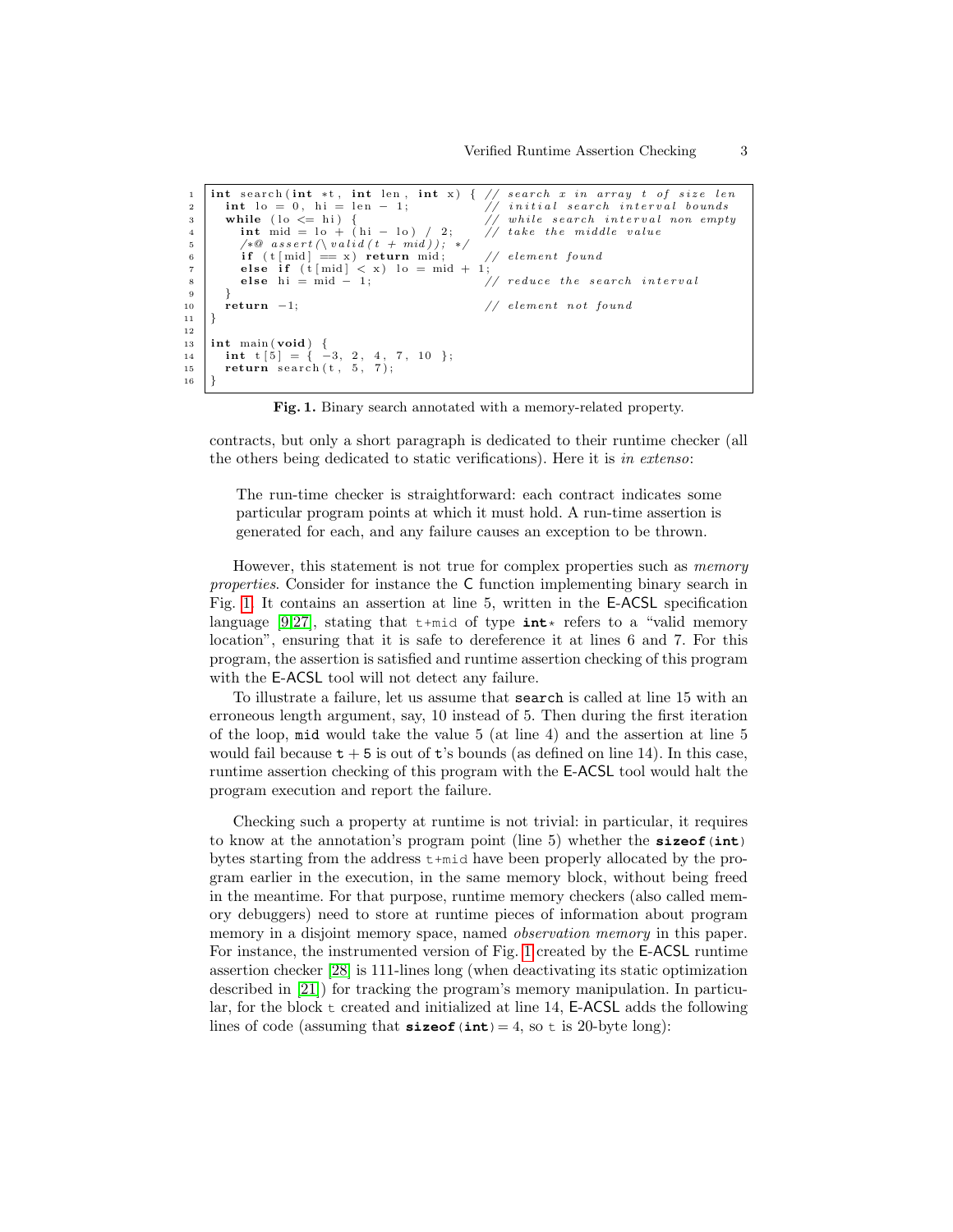```c
int search(int *t, int len, int x) { // search x in array t of size len
  int lo = 0, hi = len - 1;          // initial search interval bounds
  while (lo <= hi) {                 // while search interval non empty
    int mid = lo + (hi - lo) / 2;    // take the middle value
    /*@ assert(\valid(t + mid)); */
    if (t[mid] == x) return mid;     // element found
    else if (t[mid] < x) lo = mid + 1;
    else hi = mid - 1;               // reduce the search interval
  }
  return -1;                         // element not found
}

int main(void) {
  int t[5] = { -3, 2, 4, 7, 10 };
  return search(t, 5, 7);
}
```

**Fig. 1.** Binary search annotated with a memory-related property.

contracts, but only a short paragraph is dedicated to their runtime checker (all the others being dedicated to static verifications). Here it is *in extenso*:

> The run-time checker is straightforward: each contract indicates some particular program points at which it must hold. A run-time assertion is generated for each, and any failure causes an exception to be thrown.

However, this statement is not true for complex properties such as *memory properties*. Consider for instance the C function implementing binary search in Fig. 1. It contains an assertion at line 5, written in the E-ACSL specification language [9,27], stating that `t+mid` of type `int*` refers to a "valid memory location", ensuring that it is safe to dereference it at lines 6 and 7. For this program, the assertion is satisfied and runtime assertion checking of this program with the E-ACSL tool will not detect any failure.

To illustrate a failure, let us assume that `search` is called at line 15 with an erroneous length argument, say, 10 instead of 5. Then during the first iteration of the loop, `mid` would take the value 5 (at line 4) and the assertion at line 5 would fail because `t + 5` is out of `t`'s bounds (as defined on line 14). In this case, runtime assertion checking of this program with the E-ACSL tool would halt the program execution and report the failure.

Checking such a property at runtime is not trivial: in particular, it requires to know at the annotation's program point (line 5) whether the `sizeof(int)` bytes starting from the address `t+mid` have been properly allocated by the program earlier in the execution, in the same memory block, without being freed in the meantime. For that purpose, runtime memory checkers (also called memory debuggers) need to store at runtime pieces of information about program memory in a disjoint memory space, named *observation memory* in this paper. For instance, the instrumented version of Fig. 1 created by the E-ACSL runtime assertion checker [28] is 111-lines long (when deactivating its static optimization described in [21]) for tracking the program's memory manipulation. In particular, for the block `t` created and initialized at line 14, E-ACSL adds the following lines of code (assuming that `sizeof(int)` = 4, so `t` is 20-byte long):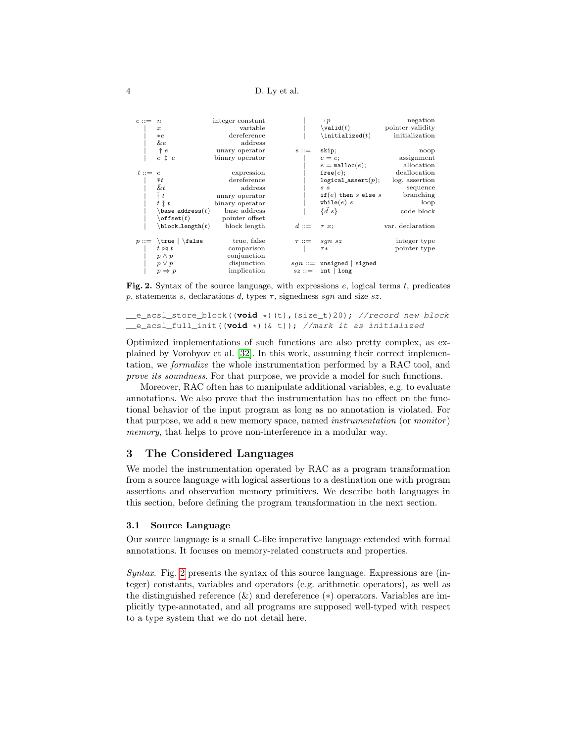$$
\begin{array}{rlr}
e ::= & n & \text{integer constant} \\
| & x & \text{variable} \\
| & *e & \text{dereference} \\
| & \&e & \text{address} \\
| & \dagger\, e & \text{unary operator} \\
| & e \ddagger e & \text{binary operator} \\
\\
t ::= & e & \text{expression} \\
| & \bar{*}t & \text{dereference} \\
| & \bar{\&}t & \text{address} \\
| & \bar{\dagger}\, t & \text{unary operator} \\
| & t \,\bar{\ddagger}\, t & \text{binary operator} \\
| & \texttt{\textbackslash base\_address}(t) & \text{base address} \\
| & \texttt{\textbackslash offset}(t) & \text{pointer offset} \\
| & \texttt{\textbackslash block\_length}(t) & \text{block length} \\
\\
p ::= & \texttt{\textbackslash true} \mid \texttt{\textbackslash false} & \text{true, false} \\
| & t \bowtie t & \text{comparison} \\
| & p \wedge p & \text{conjunction} \\
| & p \vee p & \text{disjunction} \\
| & p \Rightarrow p & \text{implication} \\
| & \neg p & \text{negation} \\
| & \texttt{\textbackslash valid}(t) & \text{pointer validity} \\
| & \texttt{\textbackslash initialized}(t) & \text{initialization} \\
\\
s ::= & \texttt{skip;} & \text{noop} \\
| & e = e; & \text{assignment} \\
| & e = \texttt{malloc}(e); & \text{allocation} \\
| & \texttt{free}(e); & \text{deallocation} \\
| & \texttt{logical\_assert}(p); & \text{log. assertion} \\
| & s\ s & \text{sequence} \\
| & \texttt{if}(e)\ \texttt{then}\ s\ \texttt{else}\ s & \text{branching} \\
| & \texttt{while}(e)\ s & \text{loop} \\
| & \{\vec{d}\ s\} & \text{code block} \\
\\
d ::= & \tau\ x; & \text{var. declaration} \\
\\
\tau ::= & sgn\ sz & \text{integer type} \\
| & \tau* & \text{pointer type} \\
\\
sgn ::= & \texttt{unsigned} \mid \texttt{signed} & \\
sz ::= & \texttt{int} \mid \texttt{long} &
\end{array}
$$

**Fig. 2.** Syntax of the source language, with expressions $e$, logical terms $t$, predicates $p$, statements $s$, declarations $d$, types $\tau$, signedness $sgn$ and size $sz$.

```
__e_acsl_store_block((void *)(t),(size_t)20); //record new block
__e_acsl_full_init((void *)(& t)); //mark it as initialized
```

Optimized implementations of such functions are also pretty complex, as explained by Vorobyov et al. [32]. In this work, assuming their correct implementation, we *formalize* the whole instrumentation performed by a RAC tool, and *prove its soundness*. For that purpose, we provide a model for such functions.

Moreover, RAC often has to manipulate additional variables, e.g. to evaluate annotations. We also prove that the instrumentation has no effect on the functional behavior of the input program as long as no annotation is violated. For that purpose, we add a new memory space, named *instrumentation* (or *monitor*) *memory*, that helps to prove non-interference in a modular way.

## 3 The Considered Languages

We model the instrumentation operated by RAC as a program transformation from a source language with logical assertions to a destination one with program assertions and observation memory primitives. We describe both languages in this section, before defining the program transformation in the next section.

### 3.1 Source Language

Our source language is a small C-like imperative language extended with formal annotations. It focuses on memory-related constructs and properties.

*Syntax.* Fig. 2 presents the syntax of this source language. Expressions are (integer) constants, variables and operators (e.g. arithmetic operators), as well as the distinguished reference (&) and dereference (∗) operators. Variables are implicitly type-annotated, and all programs are supposed well-typed with respect to a type system that we do not detail here.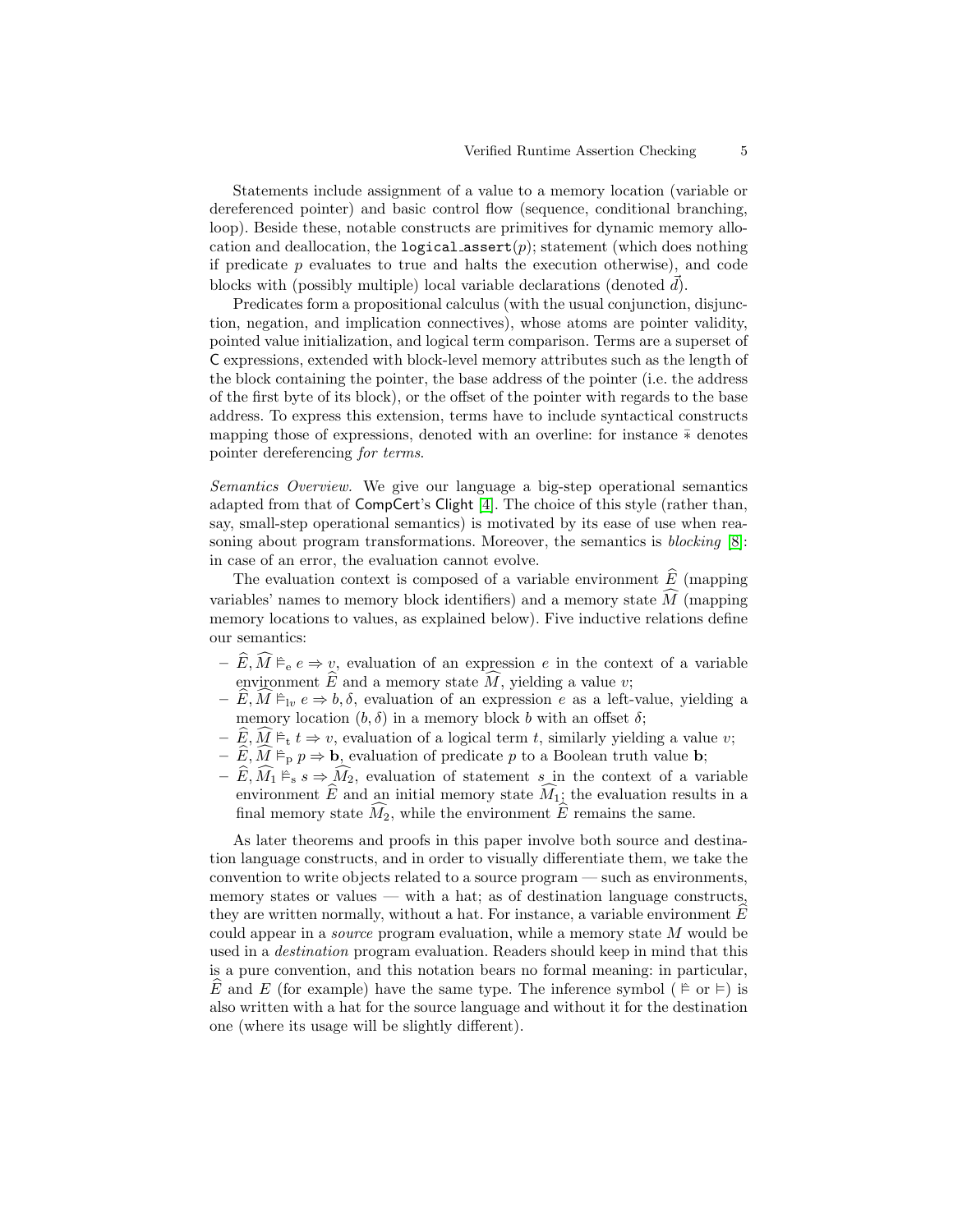Statements include assignment of a value to a memory location (variable or dereferenced pointer) and basic control flow (sequence, conditional branching, loop). Beside these, notable constructs are primitives for dynamic memory allocation and deallocation, the `logical_assert`$(p)$; statement (which does nothing if predicate $p$ evaluates to true and halts the execution otherwise), and code blocks with (possibly multiple) local variable declarations (denoted $\vec{d}$).

Predicates form a propositional calculus (with the usual conjunction, disjunction, negation, and implication connectives), whose atoms are pointer validity, pointed value initialization, and logical term comparison. Terms are a superset of C expressions, extended with block-level memory attributes such as the length of the block containing the pointer, the base address of the pointer (i.e. the address of the first byte of its block), or the offset of the pointer with regards to the base address. To express this extension, terms have to include syntactical constructs mapping those of expressions, denoted with an overline: for instance $\bar{*}$ denotes pointer dereferencing *for terms*.

*Semantics Overview.* We give our language a big-step operational semantics adapted from that of CompCert's Clight [4]. The choice of this style (rather than, say, small-step operational semantics) is motivated by its ease of use when reasoning about program transformations. Moreover, the semantics is *blocking* [8]: in case of an error, the evaluation cannot evolve.

The evaluation context is composed of a variable environment $\widehat{E}$ (mapping variables' names to memory block identifiers) and a memory state $\widehat{M}$ (mapping memory locations to values, as explained below). Five inductive relations define our semantics:

- $\widehat{E}, \widehat{M} \mathrel{\widehat{\vDash}}_{\mathrm{e}} e \Rightarrow v$, evaluation of an expression $e$ in the context of a variable environment $\widehat{E}$ and a memory state $\widehat{M}$, yielding a value $v$;
- $\widehat{E}, \widehat{M} \mathrel{\widehat{\vDash}}_{\mathrm{lv}} e \Rightarrow b, \delta$, evaluation of an expression $e$ as a left-value, yielding a memory location $(b, \delta)$ in a memory block $b$ with an offset $\delta$;
- $\widehat{E}, \widehat{M} \mathrel{\widehat{\vDash}}_{\mathrm{t}} t \Rightarrow v$, evaluation of a logical term $t$, similarly yielding a value $v$;
- $\widehat{E}, \widehat{M} \mathrel{\widehat{\vDash}}_{\mathrm{p}} p \Rightarrow \mathbf{b}$, evaluation of predicate $p$ to a Boolean truth value $\mathbf{b}$;
- $\widehat{E}, \widehat{M_1} \mathrel{\widehat{\vDash}}_{\mathrm{s}} s \Rightarrow \widehat{M_2}$, evaluation of statement $s$ in the context of a variable environment $\widehat{E}$ and an initial memory state $\widehat{M_1}$; the evaluation results in a final memory state $\widehat{M_2}$, while the environment $\widehat{E}$ remains the same.

As later theorems and proofs in this paper involve both source and destination language constructs, and in order to visually differentiate them, we take the convention to write objects related to a source program — such as environments, memory states or values — with a hat; as of destination language constructs, they are written normally, without a hat. For instance, a variable environment $\widehat{E}$ could appear in a *source* program evaluation, while a memory state $M$ would be used in a *destination* program evaluation. Readers should keep in mind that this is a pure convention, and this notation bears no formal meaning: in particular, $\widehat{E}$ and $E$ (for example) have the same type. The inference symbol ($\widehat{\vDash}$ or $\vDash$) is also written with a hat for the source language and without it for the destination one (where its usage will be slightly different).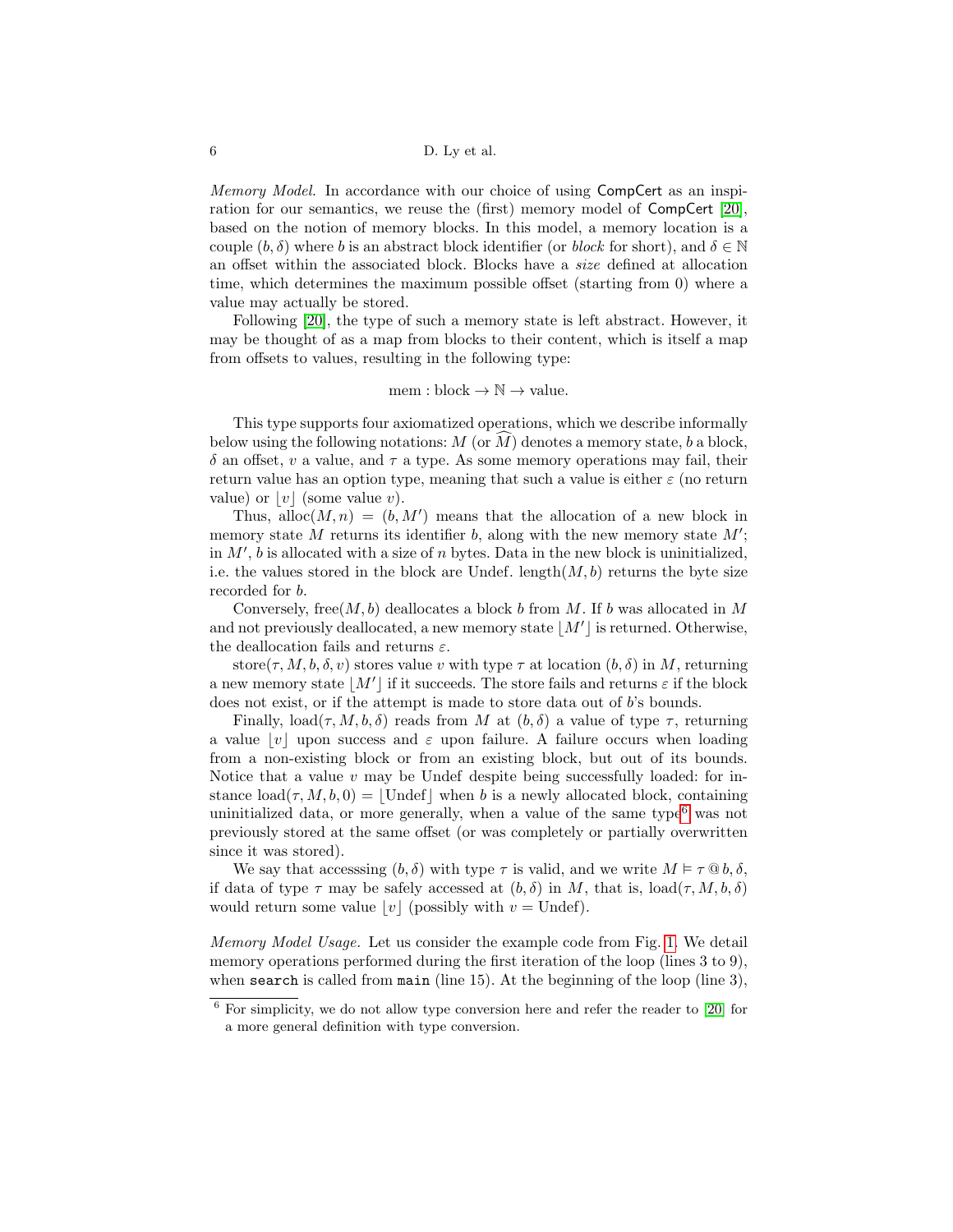*Memory Model.* In accordance with our choice of using CompCert as an inspiration for our semantics, we reuse the (first) memory model of CompCert [20], based on the notion of memory blocks. In this model, a memory location is a couple $(b, \delta)$ where $b$ is an abstract block identifier (or *block* for short), and $\delta \in \mathbb{N}$ an offset within the associated block. Blocks have a *size* defined at allocation time, which determines the maximum possible offset (starting from 0) where a value may actually be stored.

Following [20], the type of such a memory state is left abstract. However, it may be thought of as a map from blocks to their content, which is itself a map from offsets to values, resulting in the following type:

$$\text{mem} : \text{block} \to \mathbb{N} \to \text{value}.$$

This type supports four axiomatized operations, which we describe informally below using the following notations: $M$ (or $\widehat{M}$) denotes a memory state, $b$ a block, $\delta$ an offset, $v$ a value, and $\tau$ a type. As some memory operations may fail, their return value has an option type, meaning that such a value is either $\varepsilon$ (no return value) or $\lfloor v \rfloor$ (some value $v$).

Thus, $\text{alloc}(M, n) = (b, M')$ means that the allocation of a new block in memory state $M$ returns its identifier $b$, along with the new memory state $M'$; in $M'$, $b$ is allocated with a size of $n$ bytes. Data in the new block is uninitialized, i.e. the values stored in the block are Undef. $\text{length}(M, b)$ returns the byte size recorded for $b$.

Conversely, $\text{free}(M, b)$ deallocates a block $b$ from $M$. If $b$ was allocated in $M$ and not previously deallocated, a new memory state $\lfloor M' \rfloor$ is returned. Otherwise, the deallocation fails and returns $\varepsilon$.

$\text{store}(\tau, M, b, \delta, v)$ stores value $v$ with type $\tau$ at location $(b, \delta)$ in $M$, returning a new memory state $\lfloor M' \rfloor$ if it succeeds. The store fails and returns $\varepsilon$ if the block does not exist, or if the attempt is made to store data out of $b$'s bounds.

Finally, $\text{load}(\tau, M, b, \delta)$ reads from $M$ at $(b, \delta)$ a value of type $\tau$, returning a value $\lfloor v \rfloor$ upon success and $\varepsilon$ upon failure. A failure occurs when loading from a non-existing block or from an existing block, but out of its bounds. Notice that a value $v$ may be Undef despite being successfully loaded: for instance $\text{load}(\tau, M, b, 0) = \lfloor \text{Undef} \rfloor$ when $b$ is a newly allocated block, containing uninitialized data, or more generally, when a value of the same type[6] was not previously stored at the same offset (or was completely or partially overwritten since it was stored).

We say that accesssing $(b, \delta)$ with type $\tau$ is valid, and we write $M \vDash \tau \,@\, b, \delta$, if data of type $\tau$ may be safely accessed at $(b, \delta)$ in $M$, that is, $\text{load}(\tau, M, b, \delta)$ would return some value $\lfloor v \rfloor$ (possibly with $v = \text{Undef}$).

*Memory Model Usage.* Let us consider the example code from Fig. 1. We detail memory operations performed during the first iteration of the loop (lines 3 to 9), when `search` is called from `main` (line 15). At the beginning of the loop (line 3),

[6] For simplicity, we do not allow type conversion here and refer the reader to [20] for a more general definition with type conversion.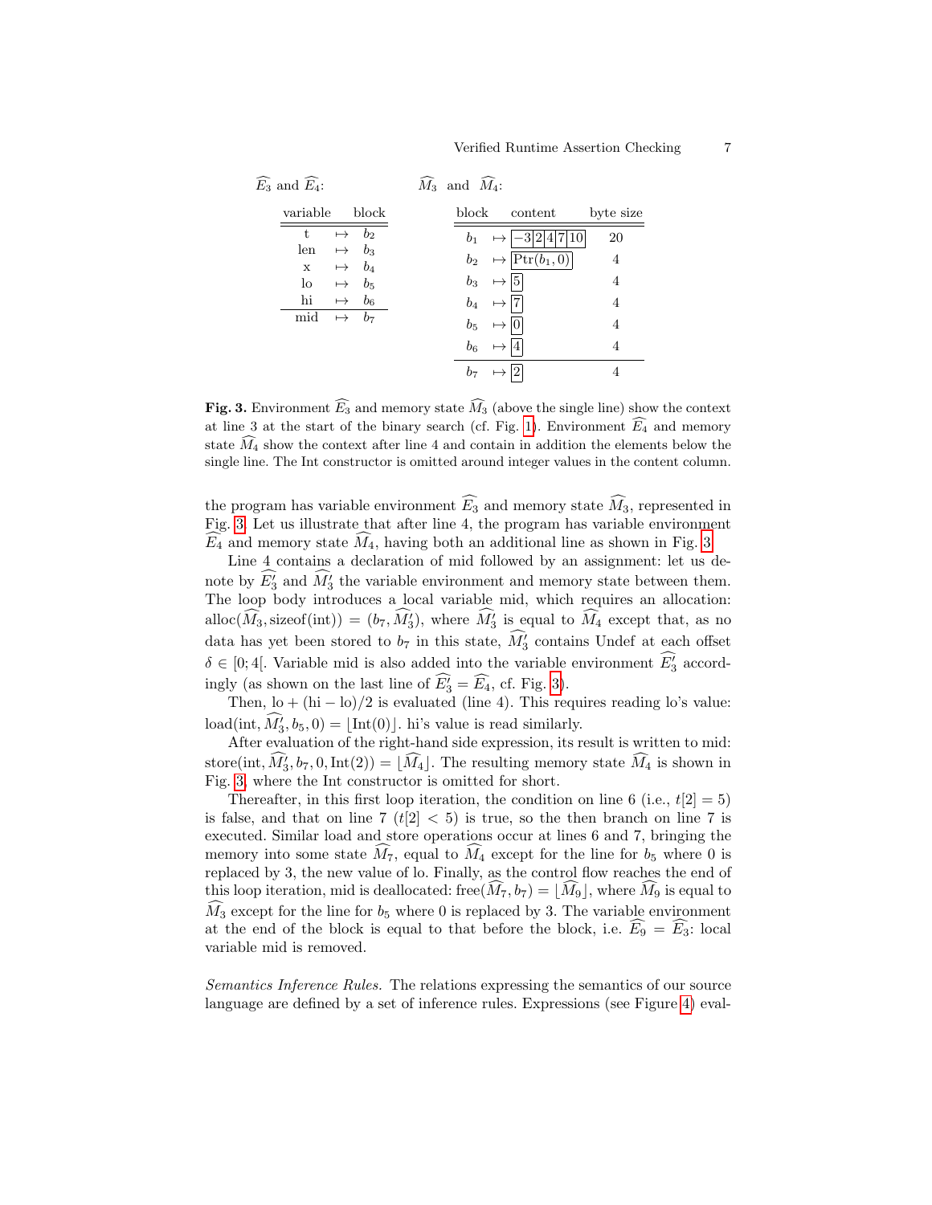$\widehat{E_3}$ and $\widehat{E_4}$:

| variable | | block |
|---|---|---|
| t | $\mapsto$ | $b_2$ |
| len | $\mapsto$ | $b_3$ |
| x | $\mapsto$ | $b_4$ |
| lo | $\mapsto$ | $b_5$ |
| hi | $\mapsto$ | $b_6$ |
| mid | $\mapsto$ | $b_7$ |

$\widehat{M_3}$ and $\widehat{M_4}$:

| block | | content | byte size |
|---|---|---|---|
| $b_1$ | $\mapsto$ | $-3$ \| 2 \| 4 \| 7 \| 10 | 20 |
| $b_2$ | $\mapsto$ | $\mathrm{Ptr}(b_1, 0)$ | 4 |
| $b_3$ | $\mapsto$ | 5 | 4 |
| $b_4$ | $\mapsto$ | 7 | 4 |
| $b_5$ | $\mapsto$ | 0 | 4 |
| $b_6$ | $\mapsto$ | 4 | 4 |
| $b_7$ | $\mapsto$ | 2 | 4 |

**Fig. 3.** Environment $\widehat{E_3}$ and memory state $\widehat{M_3}$ (above the single line) show the context at line 3 at the start of the binary search (cf. Fig. 1). Environment $\widehat{E_4}$ and memory state $\widehat{M_4}$ show the context after line 4 and contain in addition the elements below the single line. The Int constructor is omitted around integer values in the content column.

the program has variable environment $\widehat{E_3}$ and memory state $\widehat{M_3}$, represented in Fig. 3. Let us illustrate that after line 4, the program has variable environment $\widehat{E_4}$ and memory state $\widehat{M_4}$, having both an additional line as shown in Fig. 3.

Line 4 contains a declaration of mid followed by an assignment: let us denote by $\widehat{E_3'}$ and $\widehat{M_3'}$ the variable environment and memory state between them. The loop body introduces a local variable mid, which requires an allocation: $\mathrm{alloc}(\widehat{M_3}, \mathrm{sizeof(int)}) = (b_7, \widehat{M_3'})$, where $\widehat{M_3'}$ is equal to $\widehat{M_4}$ except that, as no data has yet been stored to $b_7$ in this state, $\widehat{M_3'}$ contains Undef at each offset $\delta \in [0; 4[$. Variable mid is also added into the variable environment $\widehat{E_3'}$ accordingly (as shown on the last line of $\widehat{E_3'} = \widehat{E_4}$, cf. Fig. 3).

Then, $\mathrm{lo} + (\mathrm{hi} - \mathrm{lo})/2$ is evaluated (line 4). This requires reading lo's value: $\mathrm{load}(\mathrm{int}, \widehat{M_3'}, b_5, 0) = \lfloor \mathrm{Int}(0) \rfloor$. hi's value is read similarly.

After evaluation of the right-hand side expression, its result is written to mid: $\mathrm{store}(\mathrm{int}, \widehat{M_3'}, b_7, 0, \mathrm{Int}(2)) = \lfloor \widehat{M_4} \rfloor$. The resulting memory state $\widehat{M_4}$ is shown in Fig. 3, where the Int constructor is omitted for short.

Thereafter, in this first loop iteration, the condition on line 6 (i.e., $t[2] = 5$) is false, and that on line 7 ($t[2] < 5$) is true, so the then branch on line 7 is executed. Similar load and store operations occur at lines 6 and 7, bringing the memory into some state $\widehat{M_7}$, equal to $\widehat{M_4}$ except for the line for $b_5$ where 0 is replaced by 3, the new value of lo. Finally, as the control flow reaches the end of this loop iteration, mid is deallocated: $\mathrm{free}(\widehat{M_7}, b_7) = \lfloor \widehat{M_9} \rfloor$, where $\widehat{M_9}$ is equal to $\widehat{M_3}$ except for the line for $b_5$ where 0 is replaced by 3. The variable environment at the end of the block is equal to that before the block, i.e. $\widehat{E_9} = \widehat{E_3}$: local variable mid is removed.

*Semantics Inference Rules.* The relations expressing the semantics of our source language are defined by a set of inference rules. Expressions (see Figure 4) eval-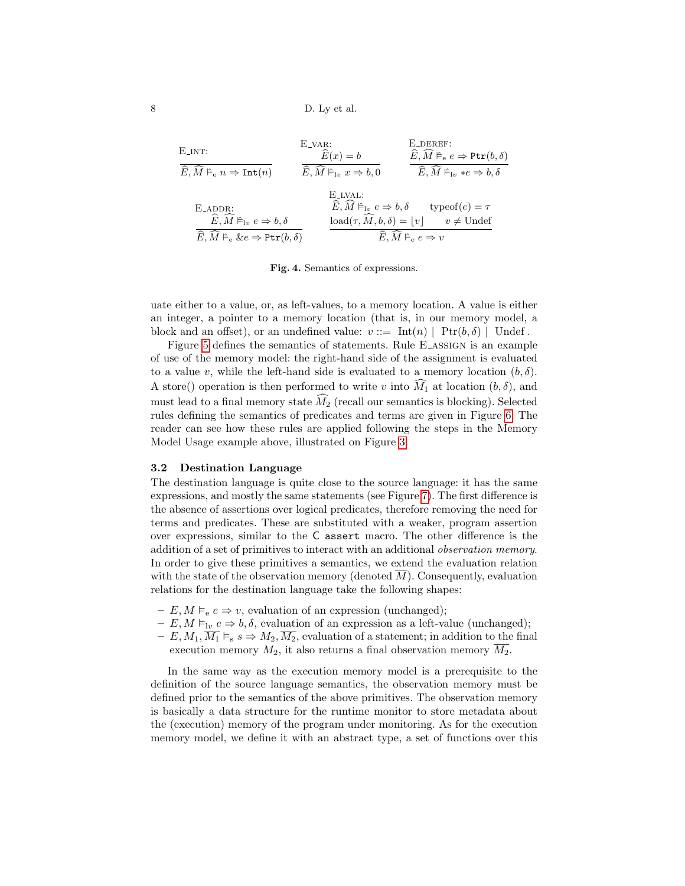E_INT:

$$\frac{}{\widehat{E}, \widehat{M} \vDash_{\mathrm{e}} n \Rightarrow \mathtt{Int}(n)}$$

E_VAR:

$$\frac{\widehat{E}(x) = b}{\widehat{E}, \widehat{M} \vDash_{\mathrm{lv}} x \Rightarrow b, 0}$$

E_DEREF:

$$\frac{\widehat{E}, \widehat{M} \vDash_{\mathrm{e}} e \Rightarrow \mathtt{Ptr}(b, \delta)}{\widehat{E}, \widehat{M} \vDash_{\mathrm{lv}} *e \Rightarrow b, \delta}$$

E_ADDR:

$$\frac{\widehat{E}, \widehat{M} \vDash_{\mathrm{lv}} e \Rightarrow b, \delta}{\widehat{E}, \widehat{M} \vDash_{\mathrm{e}} \&e \Rightarrow \mathtt{Ptr}(b, \delta)}$$

E_LVAL:

$$\frac{\widehat{E}, \widehat{M} \vDash_{\mathrm{lv}} e \Rightarrow b, \delta \qquad \mathrm{typeof}(e) = \tau \qquad \mathrm{load}(\tau, \widehat{M}, b, \delta) = \lfloor v \rfloor \qquad v \neq \mathrm{Undef}}{\widehat{E}, \widehat{M} \vDash_{\mathrm{e}} e \Rightarrow v}$$

**Fig. 4.** Semantics of expressions.

uate either to a value, or, as left-values, to a memory location. A value is either an integer, a pointer to a memory location (that is, in our memory model, a block and an offset), or an undefined value: $v ::= \ \mathrm{Int}(n) \ | \ \mathrm{Ptr}(b, \delta) \ | \ \mathrm{Undef}$.

Figure 5 defines the semantics of statements. Rule E_ASSIGN is an example of use of the memory model: the right-hand side of the assignment is evaluated to a value $v$, while the left-hand side is evaluated to a memory location $(b, \delta)$. A store() operation is then performed to write $v$ into $\widehat{M_1}$ at location $(b, \delta)$, and must lead to a final memory state $\widehat{M_2}$ (recall our semantics is blocking). Selected rules defining the semantics of predicates and terms are given in Figure 6. The reader can see how these rules are applied following the steps in the Memory Model Usage example above, illustrated on Figure 3.

### 3.2 Destination Language

The destination language is quite close to the source language: it has the same expressions, and mostly the same statements (see Figure 7). The first difference is the absence of assertions over logical predicates, therefore removing the need for terms and predicates. These are substituted with a weaker, program assertion over expressions, similar to the `C assert` macro. The other difference is the addition of a set of primitives to interact with an additional *observation memory*. In order to give these primitives a semantics, we extend the evaluation relation with the state of the observation memory (denoted $\overline{M}$). Consequently, evaluation relations for the destination language take the following shapes:

- $E, M \vDash_{\mathrm{e}} e \Rightarrow v$, evaluation of an expression (unchanged);
- $E, M \vDash_{\mathrm{lv}} e \Rightarrow b, \delta$, evaluation of an expression as a left-value (unchanged);
- $E, M_1, \overline{M_1} \vDash_{\mathrm{s}} s \Rightarrow M_2, \overline{M_2}$, evaluation of a statement; in addition to the final execution memory $M_2$, it also returns a final observation memory $\overline{M_2}$.

In the same way as the execution memory model is a prerequisite to the definition of the source language semantics, the observation memory must be defined prior to the semantics of the above primitives. The observation memory is basically a data structure for the runtime monitor to store metadata about the (execution) memory of the program under monitoring. As for the execution memory model, we define it with an abstract type, a set of functions over this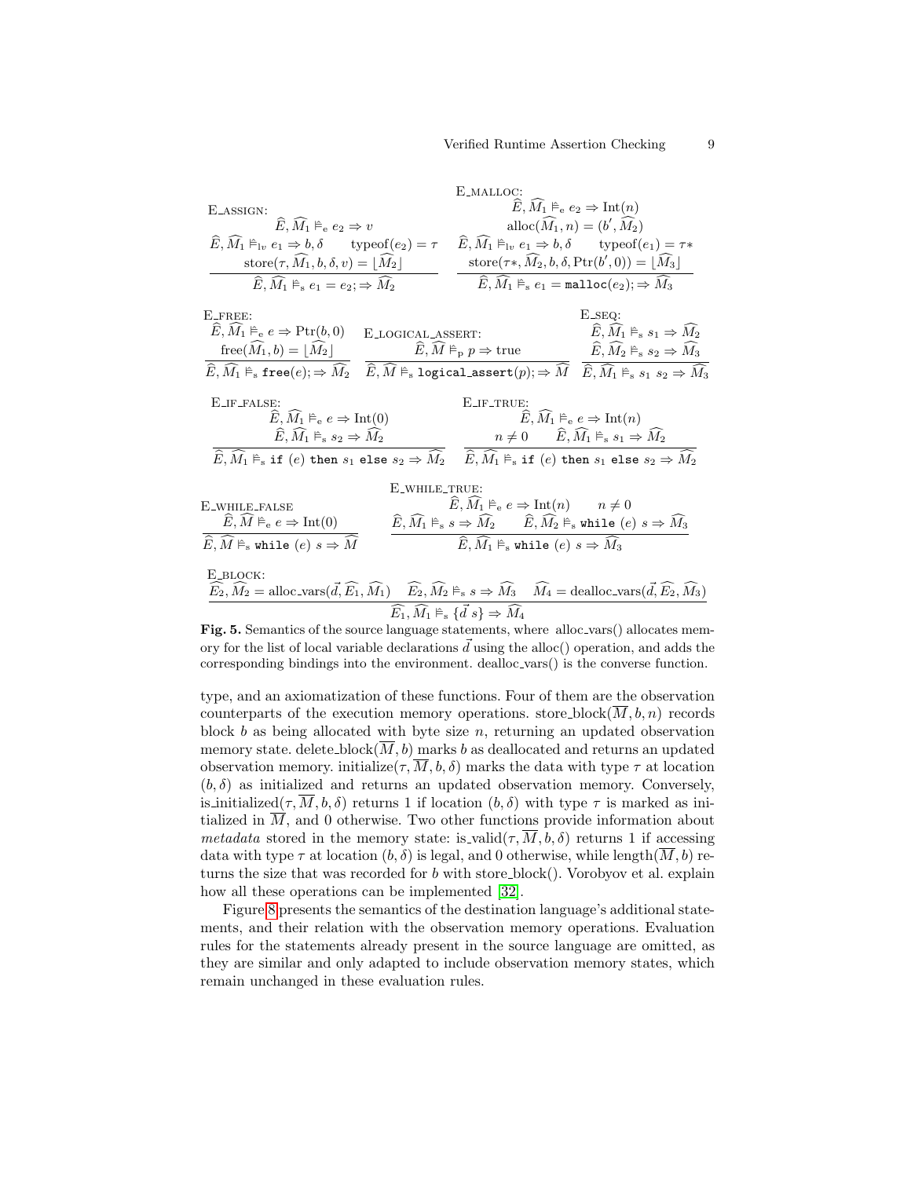E_ASSIGN:

$$\frac{\widehat{E}, \widehat{M_1} \vDash_{\mathrm{e}} e_2 \Rightarrow v \qquad \widehat{E}, \widehat{M_1} \vDash_{\mathrm{lv}} e_1 \Rightarrow b, \delta \qquad \mathrm{typeof}(e_2) = \tau \qquad \mathrm{store}(\tau, \widehat{M_1}, b, \delta, v) = \lfloor \widehat{M_2} \rfloor}{\widehat{E}, \widehat{M_1} \vDash_{\mathrm{s}} e_1 = e_2; \Rightarrow \widehat{M_2}}$$

E_MALLOC:

$$\frac{\widehat{E}, \widehat{M_1} \vDash_{\mathrm{e}} e_2 \Rightarrow \mathrm{Int}(n) \qquad \mathrm{alloc}(\widehat{M_1}, n) = (b', \widehat{M_2}) \qquad \widehat{E}, \widehat{M_1} \vDash_{\mathrm{lv}} e_1 \Rightarrow b, \delta \qquad \mathrm{typeof}(e_1) = \tau* \qquad \mathrm{store}(\tau*, \widehat{M_2}, b, \delta, \mathrm{Ptr}(b', 0)) = \lfloor \widehat{M_3} \rfloor}{\widehat{E}, \widehat{M_1} \vDash_{\mathrm{s}} e_1 = \mathtt{malloc}(e_2); \Rightarrow \widehat{M_3}}$$

E_FREE:

$$\frac{\widehat{E}, \widehat{M_1} \vDash_{\mathrm{e}} e \Rightarrow \mathrm{Ptr}(b, 0) \qquad \mathrm{free}(\widehat{M_1}, b) = \lfloor \widehat{M_2} \rfloor}{\widehat{E}, \widehat{M_1} \vDash_{\mathrm{s}} \mathtt{free}(e); \Rightarrow \widehat{M_2}}$$

E_LOGICAL_ASSERT:

$$\frac{\widehat{E}, \widehat{M} \vDash_{\mathrm{p}} p \Rightarrow \mathrm{true}}{\widehat{E}, \widehat{M} \vDash_{\mathrm{s}} \mathtt{logical\_assert}(p); \Rightarrow \widehat{M}}$$

E_SEQ:

$$\frac{\widehat{E}, \widehat{M_1} \vDash_{\mathrm{s}} s_1 \Rightarrow \widehat{M_2} \qquad \widehat{E}, \widehat{M_2} \vDash_{\mathrm{s}} s_2 \Rightarrow \widehat{M_3}}{\widehat{E}, \widehat{M_1} \vDash_{\mathrm{s}} s_1 \ s_2 \Rightarrow \widehat{M_3}}$$

E_IF_FALSE:

$$\frac{\widehat{E}, \widehat{M_1} \vDash_{\mathrm{e}} e \Rightarrow \mathrm{Int}(0) \qquad \widehat{E}, \widehat{M_1} \vDash_{\mathrm{s}} s_2 \Rightarrow \widehat{M_2}}{\widehat{E}, \widehat{M_1} \vDash_{\mathrm{s}} \mathtt{if}\ (e)\ \mathtt{then}\ s_1\ \mathtt{else}\ s_2 \Rightarrow \widehat{M_2}}$$

E_IF_TRUE:

$$\frac{\widehat{E}, \widehat{M_1} \vDash_{\mathrm{e}} e \Rightarrow \mathrm{Int}(n) \qquad n \neq 0 \qquad \widehat{E}, \widehat{M_1} \vDash_{\mathrm{s}} s_1 \Rightarrow \widehat{M_2}}{\widehat{E}, \widehat{M_1} \vDash_{\mathrm{s}} \mathtt{if}\ (e)\ \mathtt{then}\ s_1\ \mathtt{else}\ s_2 \Rightarrow \widehat{M_2}}$$

E_WHILE_FALSE

$$\frac{\widehat{E}, \widehat{M} \vDash_{\mathrm{e}} e \Rightarrow \mathrm{Int}(0)}{\widehat{E}, \widehat{M} \vDash_{\mathrm{s}} \mathtt{while}\ (e)\ s \Rightarrow \widehat{M}}$$

E_WHILE_TRUE:

$$\frac{\widehat{E}, \widehat{M_1} \vDash_{\mathrm{e}} e \Rightarrow \mathrm{Int}(n) \qquad n \neq 0 \qquad \widehat{E}, \widehat{M_1} \vDash_{\mathrm{s}} s \Rightarrow \widehat{M_2} \qquad \widehat{E}, \widehat{M_2} \vDash_{\mathrm{s}} \mathtt{while}\ (e)\ s \Rightarrow \widehat{M_3}}{\widehat{E}, \widehat{M_1} \vDash_{\mathrm{s}} \mathtt{while}\ (e)\ s \Rightarrow \widehat{M_3}}$$

E_BLOCK:

$$\frac{\widehat{E_2}, \widehat{M_2} = \mathrm{alloc\_vars}(\vec{d}, \widehat{E_1}, \widehat{M_1}) \qquad \widehat{E_2}, \widehat{M_2} \vDash_{\mathrm{s}} s \Rightarrow \widehat{M_3} \qquad \widehat{M_4} = \mathrm{dealloc\_vars}(\vec{d}, \widehat{E_2}, \widehat{M_3})}{\widehat{E_1}, \widehat{M_1} \vDash_{\mathrm{s}} \{\vec{d}\ s\} \Rightarrow \widehat{M_4}}$$

**Fig. 5.** Semantics of the source language statements, where alloc_vars() allocates memory for the list of local variable declarations $\vec{d}$ using the alloc() operation, and adds the corresponding bindings into the environment. dealloc_vars() is the converse function.

type, and an axiomatization of these functions. Four of them are the observation counterparts of the execution memory operations. store_block$(\overline{M}, b, n)$ records block $b$ as being allocated with byte size $n$, returning an updated observation memory state. delete_block$(\overline{M}, b)$ marks $b$ as deallocated and returns an updated observation memory. initialize$(\tau, \overline{M}, b, \delta)$ marks the data with type $\tau$ at location $(b, \delta)$ as initialized and returns an updated observation memory. Conversely, is_initialized$(\tau, \overline{M}, b, \delta)$ returns 1 if location $(b, \delta)$ with type $\tau$ is marked as initialized in $\overline{M}$, and 0 otherwise. Two other functions provide information about *metadata* stored in the memory state: is_valid$(\tau, \overline{M}, b, \delta)$ returns 1 if accessing data with type $\tau$ at location $(b, \delta)$ is legal, and 0 otherwise, while length$(\overline{M}, b)$ returns the size that was recorded for $b$ with store_block(). Vorobyov et al. explain how all these operations can be implemented [32].

Figure 8 presents the semantics of the destination language's additional statements, and their relation with the observation memory operations. Evaluation rules for the statements already present in the source language are omitted, as they are similar and only adapted to include observation memory states, which remain unchanged in these evaluation rules.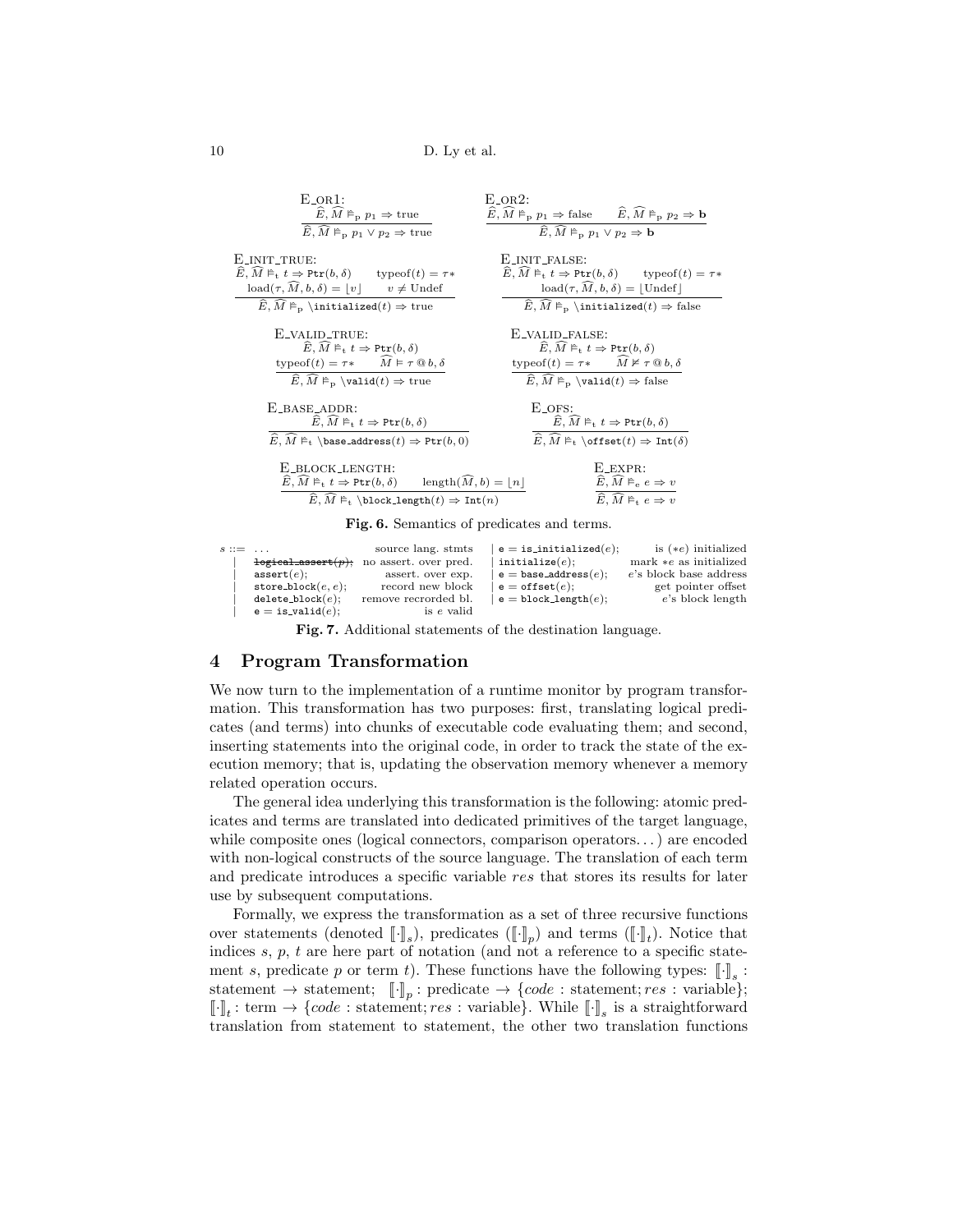E_OR1:
$$\frac{\widehat{E}, \widehat{M} \vDash_{\mathrm{p}} p_1 \Rightarrow \text{true}}{\widehat{E}, \widehat{M} \vDash_{\mathrm{p}} p_1 \vee p_2 \Rightarrow \text{true}}$$

E_OR2:
$$\frac{\widehat{E}, \widehat{M} \vDash_{\mathrm{p}} p_1 \Rightarrow \text{false} \qquad \widehat{E}, \widehat{M} \vDash_{\mathrm{p}} p_2 \Rightarrow \mathbf{b}}{\widehat{E}, \widehat{M} \vDash_{\mathrm{p}} p_1 \vee p_2 \Rightarrow \mathbf{b}}$$

E_INIT_TRUE:
$$\frac{\widehat{E}, \widehat{M} \vDash_{\mathrm{t}} t \Rightarrow \texttt{Ptr}(b, \delta) \qquad \text{typeof}(t) = \tau* \qquad \text{load}(\tau, \widehat{M}, b, \delta) = \lfloor v \rfloor \qquad v \neq \text{Undef}}{\widehat{E}, \widehat{M} \vDash_{\mathrm{p}} \texttt{\textbackslash initialized}(t) \Rightarrow \text{true}}$$

E_INIT_FALSE:
$$\frac{\widehat{E}, \widehat{M} \vDash_{\mathrm{t}} t \Rightarrow \texttt{Ptr}(b, \delta) \qquad \text{typeof}(t) = \tau* \qquad \text{load}(\tau, \widehat{M}, b, \delta) = \lfloor \text{Undef} \rfloor}{\widehat{E}, \widehat{M} \vDash_{\mathrm{p}} \texttt{\textbackslash initialized}(t) \Rightarrow \text{false}}$$

E_VALID_TRUE:
$$\frac{\widehat{E}, \widehat{M} \vDash_{\mathrm{t}} t \Rightarrow \texttt{Ptr}(b, \delta) \qquad \text{typeof}(t) = \tau* \qquad \widehat{M} \vDash \tau \,@\, b, \delta}{\widehat{E}, \widehat{M} \vDash_{\mathrm{p}} \texttt{\textbackslash valid}(t) \Rightarrow \text{true}}$$

E_VALID_FALSE:
$$\frac{\widehat{E}, \widehat{M} \vDash_{\mathrm{t}} t \Rightarrow \texttt{Ptr}(b, \delta) \qquad \text{typeof}(t) = \tau* \qquad \widehat{M} \nvDash \tau \,@\, b, \delta}{\widehat{E}, \widehat{M} \vDash_{\mathrm{p}} \texttt{\textbackslash valid}(t) \Rightarrow \text{false}}$$

E_BASE_ADDR:
$$\frac{\widehat{E}, \widehat{M} \vDash_{\mathrm{t}} t \Rightarrow \texttt{Ptr}(b, \delta)}{\widehat{E}, \widehat{M} \vDash_{\mathrm{t}} \texttt{\textbackslash base\_address}(t) \Rightarrow \texttt{Ptr}(b, 0)}$$

E_OFS:
$$\frac{\widehat{E}, \widehat{M} \vDash_{\mathrm{t}} t \Rightarrow \texttt{Ptr}(b, \delta)}{\widehat{E}, \widehat{M} \vDash_{\mathrm{t}} \texttt{\textbackslash offset}(t) \Rightarrow \texttt{Int}(\delta)}$$

E_BLOCK_LENGTH:
$$\frac{\widehat{E}, \widehat{M} \vDash_{\mathrm{t}} t \Rightarrow \texttt{Ptr}(b, \delta) \qquad \text{length}(\widehat{M}, b) = \lfloor n \rfloor}{\widehat{E}, \widehat{M} \vDash_{\mathrm{t}} \texttt{\textbackslash block\_length}(t) \Rightarrow \texttt{Int}(n)}$$

E_EXPR:
$$\frac{\widehat{E}, \widehat{M} \vDash_{\mathrm{e}} e \Rightarrow v}{\widehat{E}, \widehat{M} \vDash_{\mathrm{t}} e \Rightarrow v}$$

**Fig. 6.** Semantics of predicates and terms.

| | | | | |
|---|---|---|---|---|
| $s ::=$ | ... | source lang. stmts | \| `e = is_initialized`$(e)$; | is $(*e)$ initialized |
| \| | ~~`logical_assert`$(p)$;~~ | no assert. over pred. | \| `initialize`$(e)$; | mark $*e$ as initialized |
| \| | `assert`$(e)$; | assert. over exp. | \| `e = base_address`$(e)$; | $e$'s block base address |
| \| | `store_block`$(e, e)$; | record new block | \| `e = offset`$(e)$; | get pointer offset |
| \| | `delete_block`$(e)$; | remove recrorded bl. | \| `e = block_length`$(e)$; | $e$'s block length |
| \| | `e = is_valid`$(e)$; | is $e$ valid | | |

**Fig. 7.** Additional statements of the destination language.

## 4 Program Transformation

We now turn to the implementation of a runtime monitor by program transformation. This transformation has two purposes: first, translating logical predicates (and terms) into chunks of executable code evaluating them; and second, inserting statements into the original code, in order to track the state of the execution memory; that is, updating the observation memory whenever a memory related operation occurs.

The general idea underlying this transformation is the following: atomic predicates and terms are translated into dedicated primitives of the target language, while composite ones (logical connectors, comparison operators...) are encoded with non-logical constructs of the source language. The translation of each term and predicate introduces a specific variable *res* that stores its results for later use by subsequent computations.

Formally, we express the transformation as a set of three recursive functions over statements (denoted $[\![\cdot]\!]_s$), predicates ($[\![\cdot]\!]_p$) and terms ($[\![\cdot]\!]_t$). Notice that indices $s$, $p$, $t$ are here part of notation (and not a reference to a specific statement $s$, predicate $p$ or term $t$). These functions have the following types: $[\![\cdot]\!]_s$ : statement $\rightarrow$ statement; $[\![\cdot]\!]_p$ : predicate $\rightarrow$ $\{code : \text{statement}; res : \text{variable}\}$; $[\![\cdot]\!]_t$ : term $\rightarrow$ $\{code : \text{statement}; res : \text{variable}\}$. While $[\![\cdot]\!]_s$ is a straightforward translation from statement to statement, the other two translation functions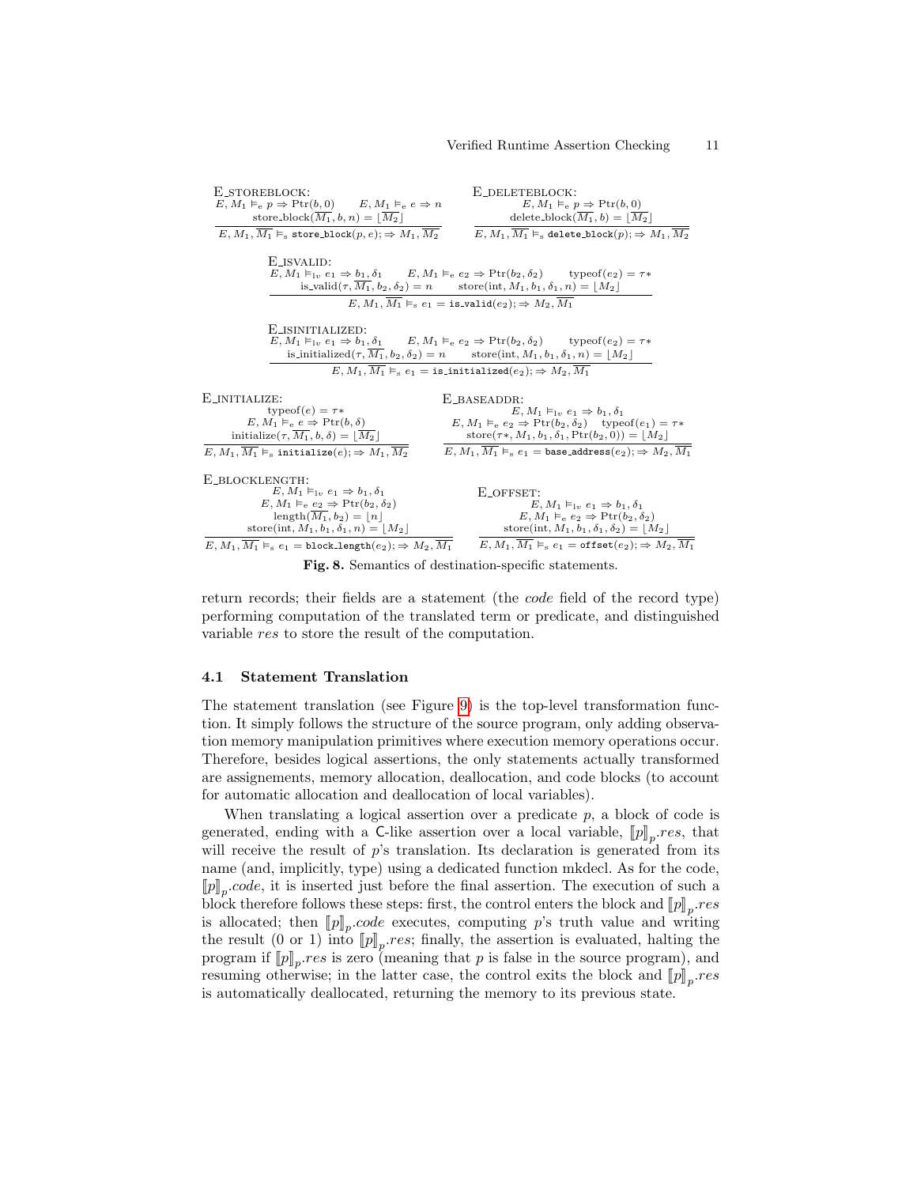E_STOREBLOCK:

$$\frac{E, M_1 \vDash_e p \Rightarrow \mathrm{Ptr}(b, 0) \qquad E, M_1 \vDash_e e \Rightarrow n \qquad \mathrm{store\_block}(\overline{M_1}, b, n) = \lfloor \overline{M_2} \rfloor}{E, M_1, \overline{M_1} \vDash_s \texttt{store\_block}(p, e); \Rightarrow M_1, \overline{M_2}}$$

E_DELETEBLOCK:

$$\frac{E, M_1 \vDash_e p \Rightarrow \mathrm{Ptr}(b, 0) \qquad \mathrm{delete\_block}(\overline{M_1}, b) = \lfloor \overline{M_2} \rfloor}{E, M_1, \overline{M_1} \vDash_s \texttt{delete\_block}(p); \Rightarrow M_1, \overline{M_2}}$$

E_ISVALID:

$$\frac{E, M_1 \vDash_{lv} e_1 \Rightarrow b_1, \delta_1 \qquad E, M_1 \vDash_e e_2 \Rightarrow \mathrm{Ptr}(b_2, \delta_2) \qquad \mathrm{typeof}(e_2) = \tau * \qquad \mathrm{is\_valid}(\tau, \overline{M_1}, b_2, \delta_2) = n \qquad \mathrm{store}(\mathrm{int}, M_1, b_1, \delta_1, n) = \lfloor M_2 \rfloor}{E, M_1, \overline{M_1} \vDash_s e_1 = \texttt{is\_valid}(e_2); \Rightarrow M_2, \overline{M_1}}$$

E_ISINITIALIZED:

$$\frac{E, M_1 \vDash_{lv} e_1 \Rightarrow b_1, \delta_1 \qquad E, M_1 \vDash_e e_2 \Rightarrow \mathrm{Ptr}(b_2, \delta_2) \qquad \mathrm{typeof}(e_2) = \tau * \qquad \mathrm{is\_initialized}(\tau, \overline{M_1}, b_2, \delta_2) = n \qquad \mathrm{store}(\mathrm{int}, M_1, b_1, \delta_1, n) = \lfloor M_2 \rfloor}{E, M_1, \overline{M_1} \vDash_s e_1 = \texttt{is\_initialized}(e_2); \Rightarrow M_2, \overline{M_1}}$$

E_INITIALIZE:

$$\frac{\mathrm{typeof}(e) = \tau * \qquad E, M_1 \vDash_e e \Rightarrow \mathrm{Ptr}(b, \delta) \qquad \mathrm{initialize}(\tau, \overline{M_1}, b, \delta) = \lfloor \overline{M_2} \rfloor}{E, M_1, \overline{M_1} \vDash_s \texttt{initialize}(e); \Rightarrow M_1, \overline{M_2}}$$

E_BASEADDR:

$$\frac{E, M_1 \vDash_{lv} e_1 \Rightarrow b_1, \delta_1 \qquad E, M_1 \vDash_e e_2 \Rightarrow \mathrm{Ptr}(b_2, \delta_2) \qquad \mathrm{typeof}(e_1) = \tau * \qquad \mathrm{store}(\tau *, M_1, b_1, \delta_1, \mathrm{Ptr}(b_2, 0)) = \lfloor M_2 \rfloor}{E, M_1, \overline{M_1} \vDash_s e_1 = \texttt{base\_address}(e_2); \Rightarrow M_2, \overline{M_1}}$$

E_BLOCKLENGTH:

$$\frac{E, M_1 \vDash_{lv} e_1 \Rightarrow b_1, \delta_1 \qquad E, M_1 \vDash_e e_2 \Rightarrow \mathrm{Ptr}(b_2, \delta_2) \qquad \mathrm{length}(\overline{M_1}, b_2) = \lfloor n \rfloor \qquad \mathrm{store}(\mathrm{int}, M_1, b_1, \delta_1, n) = \lfloor M_2 \rfloor}{E, M_1, \overline{M_1} \vDash_s e_1 = \texttt{block\_length}(e_2); \Rightarrow M_2, \overline{M_1}}$$

E_OFFSET:

$$\frac{E, M_1 \vDash_{lv} e_1 \Rightarrow b_1, \delta_1 \qquad E, M_1 \vDash_e e_2 \Rightarrow \mathrm{Ptr}(b_2, \delta_2) \qquad \mathrm{store}(\mathrm{int}, M_1, b_1, \delta_1, \delta_2) = \lfloor M_2 \rfloor}{E, M_1, \overline{M_1} \vDash_s e_1 = \texttt{offset}(e_2); \Rightarrow M_2, \overline{M_1}}$$

**Fig. 8.** Semantics of destination-specific statements.

return records; their fields are a statement (the *code* field of the record type) performing computation of the translated term or predicate, and distinguished variable *res* to store the result of the computation.

### 4.1 Statement Translation

The statement translation (see Figure 9) is the top-level transformation function. It simply follows the structure of the source program, only adding observation memory manipulation primitives where execution memory operations occur. Therefore, besides logical assertions, the only statements actually transformed are assignements, memory allocation, deallocation, and code blocks (to account for automatic allocation and deallocation of local variables).

When translating a logical assertion over a predicate $p$, a block of code is generated, ending with a C-like assertion over a local variable, $[\![p]\!]_p.res$, that will receive the result of $p$'s translation. Its declaration is generated from its name (and, implicitly, type) using a dedicated function mkdecl. As for the code, $[\![p]\!]_p.code$, it is inserted just before the final assertion. The execution of such a block therefore follows these steps: first, the control enters the block and $[\![p]\!]_p.res$ is allocated; then $[\![p]\!]_p.code$ executes, computing $p$'s truth value and writing the result (0 or 1) into $[\![p]\!]_p.res$; finally, the assertion is evaluated, halting the program if $[\![p]\!]_p.res$ is zero (meaning that $p$ is false in the source program), and resuming otherwise; in the latter case, the control exits the block and $[\![p]\!]_p.res$ is automatically deallocated, returning the memory to its previous state.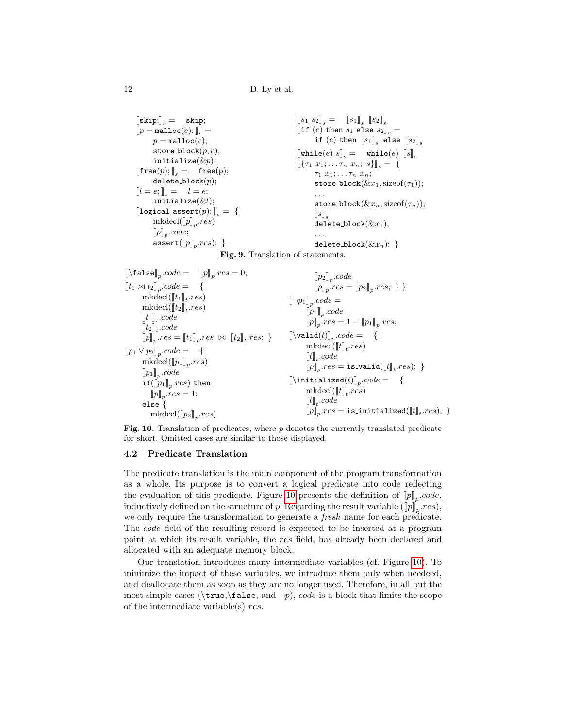```
⟦skip;⟧_s =   skip;
⟦p = malloc(e);⟧_s =
      p = malloc(e);
      store_block(p, e);
      initialize(&p);
⟦free(p);⟧_s =   free(p);
      delete_block(p);
⟦l = e;⟧_s =   l = e;
      initialize(&l);
⟦logical_assert(p);⟧_s = {
      mkdecl(⟦p⟧_p.res)
      ⟦p⟧_p.code;
      assert(⟦p⟧_p.res); }

⟦s1 s2⟧_s =   ⟦s1⟧_s ⟦s2⟧_s
⟦if (e) then s1 else s2⟧_s =
      if (e) then ⟦s1⟧_s else ⟦s2⟧_s
⟦while(e) s⟧_s =   while(e) ⟦s⟧_s
⟦{τ1 x1; ... τn xn; s}⟧_s = {
      τ1 x1; ... τn xn;
      store_block(&x1, sizeof(τ1));
      ...
      store_block(&xn, sizeof(τn));
      ⟦s⟧_s
      delete_block(&x1);
      ...
      delete_block(&xn); }
```

**Fig. 9.** Translation of statements.

```
⟦\false⟧_p.code =   ⟦p⟧_p.res = 0;
⟦t1 ⋈ t2⟧_p.code =   {
      mkdecl(⟦t1⟧_t.res)
      mkdecl(⟦t2⟧_t.res)
      ⟦t1⟧_t.code
      ⟦t2⟧_t.code
      ⟦p⟧_p.res = ⟦t1⟧_t.res ⋈ ⟦t2⟧_t.res; }
⟦p1 ∨ p2⟧_p.code =   {
      mkdecl(⟦p1⟧_p.res)
      ⟦p1⟧_p.code
      if(⟦p1⟧_p.res) then
         ⟦p⟧_p.res = 1;
      else {
         mkdecl(⟦p2⟧_p.res)
         ⟦p2⟧_p.code
         ⟦p⟧_p.res = ⟦p2⟧_p.res; } }
⟦¬p1⟧_p.code =
      ⟦p1⟧_p.code
      ⟦p⟧_p.res = 1 − ⟦p1⟧_p.res;
⟦\valid(t)⟧_p.code =   {
      mkdecl(⟦t⟧_t.res)
      ⟦t⟧_t.code
      ⟦p⟧_p.res = is_valid(⟦t⟧_t.res); }
⟦\initialized(t)⟧_p.code =   {
      mkdecl(⟦t⟧_t.res)
      ⟦t⟧_t.code
      ⟦p⟧_p.res = is_initialized(⟦t⟧_t.res); }
```

**Fig. 10.** Translation of predicates, where $p$ denotes the currently translated predicate for short. Omitted cases are similar to those displayed.

### 4.2 Predicate Translation

The predicate translation is the main component of the program transformation as a whole. Its purpose is to convert a logical predicate into code reflecting the evaluation of this predicate. Figure 10 presents the definition of $[\![p]\!]_p.code$, inductively defined on the structure of $p$. Regarding the result variable ($[\![p]\!]_p.res$), we only require the transformation to generate a *fresh* name for each predicate. The *code* field of the resulting record is expected to be inserted at a program point at which its result variable, the *res* field, has already been declared and allocated with an adequate memory block.

Our translation introduces many intermediate variables (cf. Figure 10). To minimize the impact of these variables, we introduce them only when needeed, and deallocate them as soon as they are no longer used. Therefore, in all but the most simple cases (\true,\false, and $\neg p$), *code* is a block that limits the scope of the intermediate variable(s) *res*.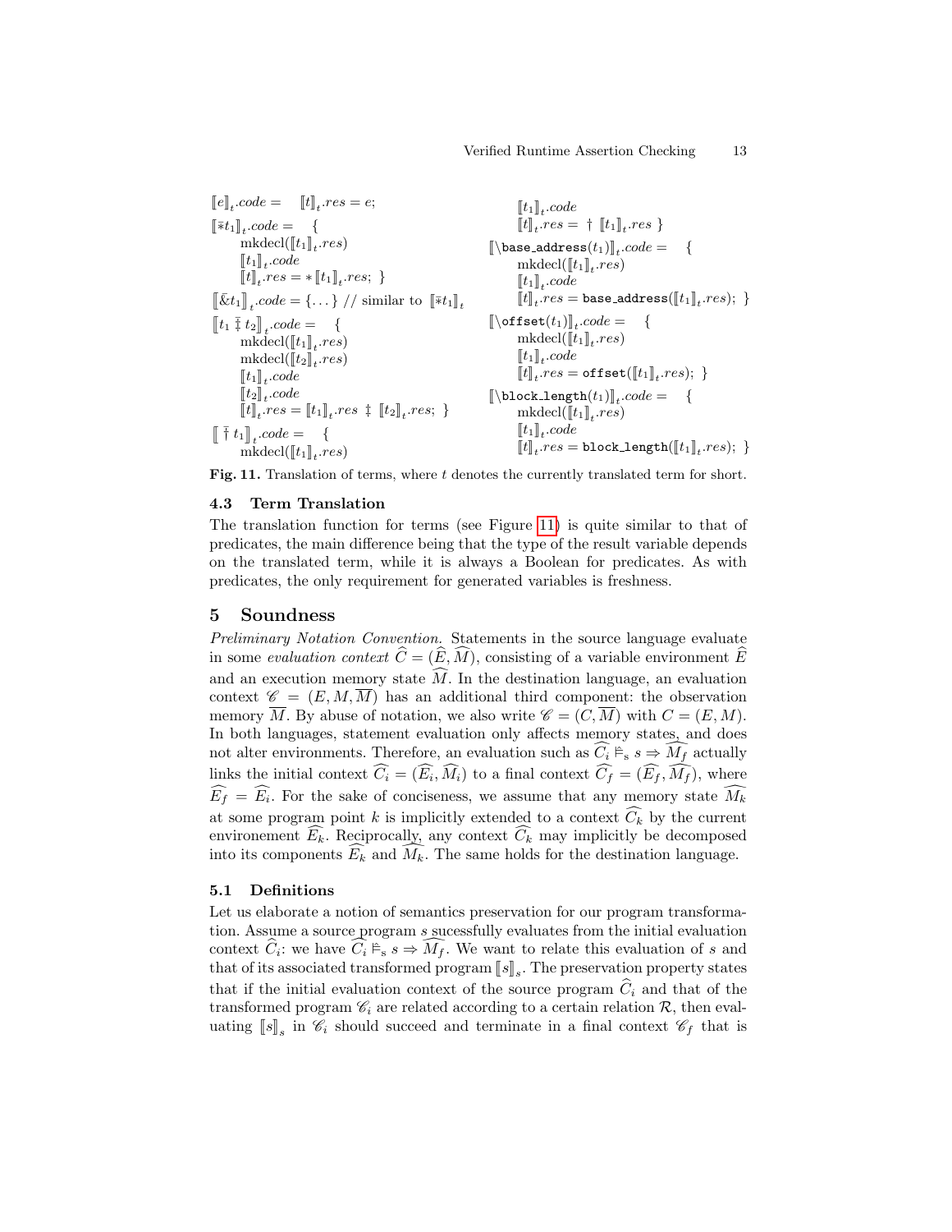$[\![e]\!]_t.code = \quad [\![t]\!]_t.res = e;$

$[\![\bar{*}t_1]\!]_t.code = \quad \{$
$\quad \text{mkdecl}([\![t_1]\!]_t.res)$
$\quad [\![t_1]\!]_t.code$
$\quad [\![t]\!]_t.res = *[\![t_1]\!]_t.res; \}$

$[\![\bar{\&}t_1]\!]_t.code = \{\dots\}$ // similar to $[\![\bar{*}t_1]\!]_t$

$[\![t_1 \mathbin{\bar{\ddagger}} t_2]\!]_t.code = \quad \{$
$\quad \text{mkdecl}([\![t_1]\!]_t.res)$
$\quad \text{mkdecl}([\![t_2]\!]_t.res)$
$\quad [\![t_1]\!]_t.code$
$\quad [\![t_2]\!]_t.code$
$\quad [\![t]\!]_t.res = [\![t_1]\!]_t.res \ \ddagger \ [\![t_2]\!]_t.res; \}$

$[\![\bar{\dagger}\, t_1]\!]_t.code = \quad \{$
$\quad \text{mkdecl}([\![t_1]\!]_t.res)$
$\quad [\![t_1]\!]_t.code$
$\quad [\![t]\!]_t.res = \dagger\ [\![t_1]\!]_t.res \ \}$

$[\![\backslash\texttt{base\_address}(t_1)]\!]_t.code = \quad \{$
$\quad \text{mkdecl}([\![t_1]\!]_t.res)$
$\quad [\![t_1]\!]_t.code$
$\quad [\![t]\!]_t.res = \texttt{base\_address}([\![t_1]\!]_t.res); \}$

$[\![\backslash\texttt{offset}(t_1)]\!]_t.code = \quad \{$
$\quad \text{mkdecl}([\![t_1]\!]_t.res)$
$\quad [\![t_1]\!]_t.code$
$\quad [\![t]\!]_t.res = \texttt{offset}([\![t_1]\!]_t.res); \}$

$[\![\backslash\texttt{block\_length}(t_1)]\!]_t.code = \quad \{$
$\quad \text{mkdecl}([\![t_1]\!]_t.res)$
$\quad [\![t_1]\!]_t.code$
$\quad [\![t]\!]_t.res = \texttt{block\_length}([\![t_1]\!]_t.res); \}$

**Fig. 11.** Translation of terms, where $t$ denotes the currently translated term for short.

### 4.3 Term Translation

The translation function for terms (see Figure 11) is quite similar to that of predicates, the main difference being that the type of the result variable depends on the translated term, while it is always a Boolean for predicates. As with predicates, the only requirement for generated variables is freshness.

## 5 Soundness

*Preliminary Notation Convention.* Statements in the source language evaluate in some *evaluation context* $\widehat{C} = (\widehat{E}, \widehat{M})$, consisting of a variable environment $\widehat{E}$ and an execution memory state $\widehat{M}$. In the destination language, an evaluation context $\mathscr{C} = (E, M, \overline{M})$ has an additional third component: the observation memory $\overline{M}$. By abuse of notation, we also write $\mathscr{C} = (C, \overline{M})$ with $C = (E, M)$. In both languages, statement evaluation only affects memory states, and does not alter environments. Therefore, an evaluation such as $\widehat{C_i} \vDash_s s \Rightarrow \widehat{M_f}$ actually links the initial context $\widehat{C_i} = (\widehat{E_i}, \widehat{M_i})$ to a final context $\widehat{C_f} = (\widehat{E_f}, \widehat{M_f})$, where $\widehat{E_f} = \widehat{E_i}$. For the sake of conciseness, we assume that any memory state $\widehat{M_k}$ at some program point $k$ is implicitly extended to a context $\widehat{C_k}$ by the current environement $\widehat{E_k}$. Reciprocally, any context $\widehat{C_k}$ may implicitly be decomposed into its components $\widehat{E_k}$ and $\widehat{M_k}$. The same holds for the destination language.

### 5.1 Definitions

Let us elaborate a notion of semantics preservation for our program transformation. Assume a source program $s$ sucessfully evaluates from the initial evaluation context $\widehat{C_i}$: we have $\widehat{C_i} \vDash_s s \Rightarrow \widehat{M_f}$. We want to relate this evaluation of $s$ and that of its associated transformed program $[\![s]\!]_s$. The preservation property states that if the initial evaluation context of the source program $\widehat{C_i}$ and that of the transformed program $\mathscr{C}_i$ are related according to a certain relation $\mathcal{R}$, then evaluating $[\![s]\!]_s$ in $\mathscr{C}_i$ should succeed and terminate in a final context $\mathscr{C}_f$ that is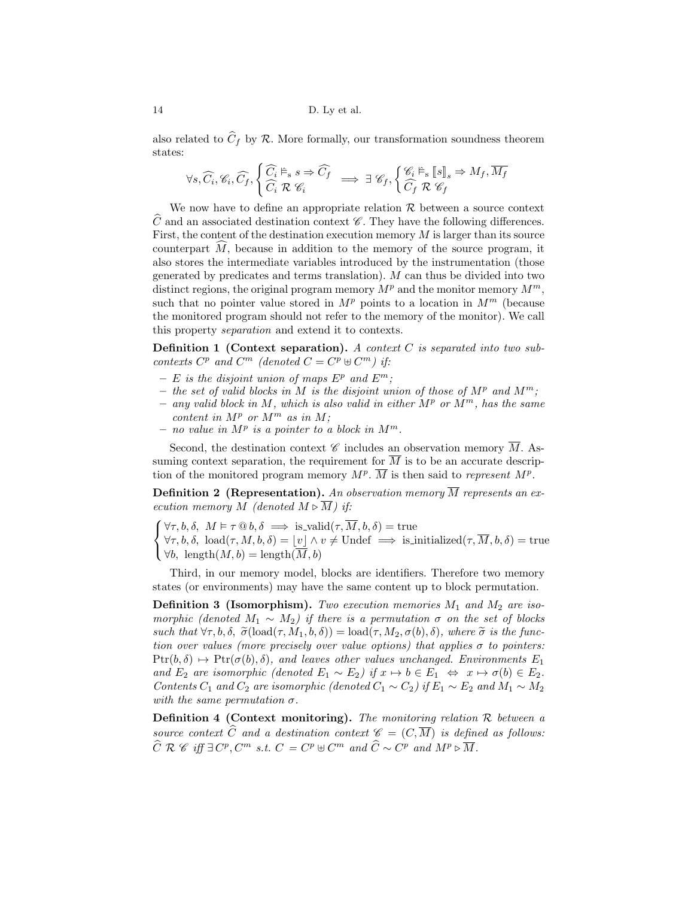also related to $\widehat{C}_f$ by $\mathcal{R}$. More formally, our transformation soundness theorem states:

$$\forall s, \widehat{C_i}, \mathscr{C}_i, \widehat{C_f}, \begin{cases} \widehat{C_i} \vDash_{\rm s} s \Rightarrow \widehat{C_f} \\ \widehat{C_i} \; \mathcal{R} \; \mathscr{C}_i \end{cases} \implies \exists \; \mathscr{C}_f, \begin{cases} \mathscr{C}_i \vDash_{\rm s} [\![s]\!]_s \Rightarrow M_f, \overline{M_f} \\ \widehat{C_f} \; \mathcal{R} \; \mathscr{C}_f \end{cases}$$

We now have to define an appropriate relation $\mathcal{R}$ between a source context $\widehat{C}$ and an associated destination context $\mathscr{C}$. They have the following differences. First, the content of the destination execution memory $M$ is larger than its source counterpart $\widehat{M}$, because in addition to the memory of the source program, it also stores the intermediate variables introduced by the instrumentation (those generated by predicates and terms translation). $M$ can thus be divided into two distinct regions, the original program memory $M^p$ and the monitor memory $M^m$, such that no pointer value stored in $M^p$ points to a location in $M^m$ (because the monitored program should not refer to the memory of the monitor). We call this property *separation* and extend it to contexts.

**Definition 1 (Context separation).** *A context $C$ is separated into two subcontexts $C^p$ and $C^m$ (denoted $C = C^p \uplus C^m$) if:*

- *$E$ is the disjoint union of maps $E^p$ and $E^m$;*
- *the set of valid blocks in $M$ is the disjoint union of those of $M^p$ and $M^m$;*
- *any valid block in $M$, which is also valid in either $M^p$ or $M^m$, has the same content in $M^p$ or $M^m$ as in $M$;*
- *no value in $M^p$ is a pointer to a block in $M^m$.*

Second, the destination context $\mathscr{C}$ includes an observation memory $\overline{M}$. Assuming context separation, the requirement for $\overline{M}$ is to be an accurate description of the monitored program memory $M^p$. $\overline{M}$ is then said to *represent* $M^p$.

**Definition 2 (Representation).** *An observation memory $\overline{M}$ represents an execution memory $M$ (denoted $M \triangleright \overline{M}$) if:*

$$\begin{cases} \forall \tau, b, \delta, \;\; M \vDash \tau \,@\, b, \delta \implies \text{is\_valid}(\tau, \overline{M}, b, \delta) = \text{true} \\ \forall \tau, b, \delta, \;\; \text{load}(\tau, M, b, \delta) = \lfloor v \rfloor \wedge v \neq \text{Undef} \implies \text{is\_initialized}(\tau, \overline{M}, b, \delta) = \text{true} \\ \forall b, \;\; \text{length}(M, b) = \text{length}(\overline{M}, b) \end{cases}$$

Third, in our memory model, blocks are identifiers. Therefore two memory states (or environments) may have the same content up to block permutation.

**Definition 3 (Isomorphism).** *Two execution memories $M_1$ and $M_2$ are isomorphic (denoted $M_1 \sim M_2$) if there is a permutation $\sigma$ on the set of blocks such that $\forall \tau, b, \delta, \; \widetilde{\sigma}(\text{load}(\tau, M_1, b, \delta)) = \text{load}(\tau, M_2, \sigma(b), \delta)$, where $\widetilde{\sigma}$ is the function over values (more precisely over value options) that applies $\sigma$ to pointers: $\text{Ptr}(b, \delta) \mapsto \text{Ptr}(\sigma(b), \delta)$, and leaves other values unchanged. Environments $E_1$ and $E_2$ are isomorphic (denoted $E_1 \sim E_2$) if $x \mapsto b \in E_1 \;\Leftrightarrow\; x \mapsto \sigma(b) \in E_2$. Contents $C_1$ and $C_2$ are isomorphic (denoted $C_1 \sim C_2$) if $E_1 \sim E_2$ and $M_1 \sim M_2$ with the same permutation $\sigma$.*

**Definition 4 (Context monitoring).** *The monitoring relation $\mathcal{R}$ between a source context $\widehat{C}$ and a destination context $\mathscr{C} = (C, \overline{M})$ is defined as follows: $\widehat{C} \; \mathcal{R} \; \mathscr{C}$ iff $\exists \, C^p, C^m$ s.t. $C = C^p \uplus C^m$ and $\widehat{C} \sim C^p$ and $M^p \triangleright \overline{M}$.*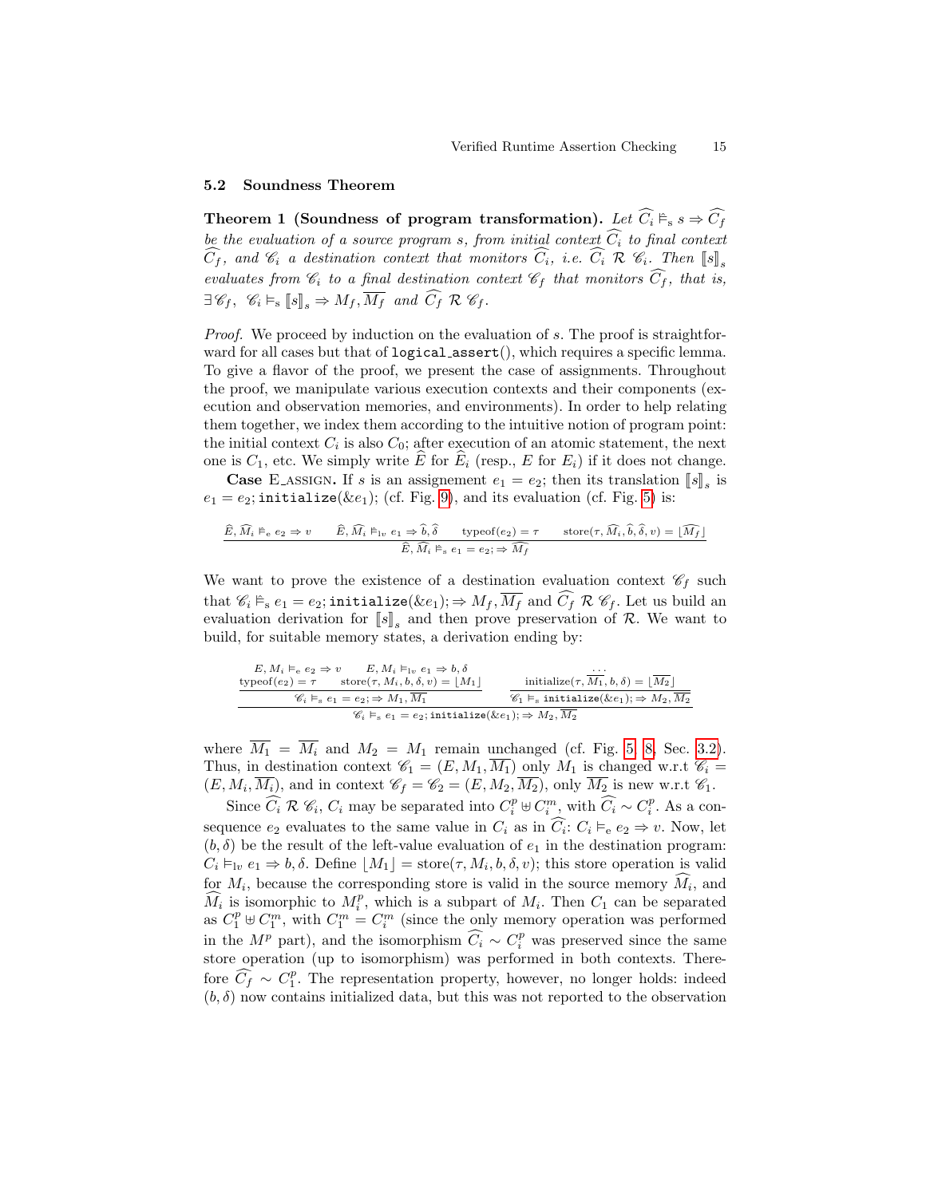### 5.2 Soundness Theorem

**Theorem 1 (Soundness of program transformation).** *Let $\widehat{C_i} \,\widehat{\vDash}_{\mathrm{s}}\, s \Rightarrow \widehat{C_f}$ be the evaluation of a source program $s$, from initial context $\widehat{C_i}$ to final context $\widehat{C_f}$, and $\mathscr{C}_i$ a destination context that monitors $\widehat{C_i}$, i.e. $\widehat{C_i}\ \mathcal{R}\ \mathscr{C}_i$. Then $[\![s]\!]_s$ evaluates from $\mathscr{C}_i$ to a final destination context $\mathscr{C}_f$ that monitors $\widehat{C_f}$, that is, $\exists \mathscr{C}_f,\ \mathscr{C}_i \vDash_{\mathrm{s}} [\![s]\!]_s \Rightarrow M_f, \overline{M_f}$ and $\widehat{C_f}\ \mathcal{R}\ \mathscr{C}_f$.*

*Proof.* We proceed by induction on the evaluation of $s$. The proof is straightforward for all cases but that of `logical_assert()`, which requires a specific lemma. To give a flavor of the proof, we present the case of assignments. Throughout the proof, we manipulate various execution contexts and their components (execution and observation memories, and environments). In order to help relating them together, we index them according to the intuitive notion of program point: the initial context $C_i$ is also $C_0$; after execution of an atomic statement, the next one is $C_1$, etc. We simply write $\widehat{E}$ for $\widehat{E}_i$ (resp., $E$ for $E_i$) if it does not change.

**Case** E_ASSIGN. If $s$ is an assignement $e_1 = e_2$; then its translation $[\![s]\!]_s$ is $e_1 = e_2;$ `initialize`$(\&e_1)$; (cf. Fig. 9), and its evaluation (cf. Fig. 5) is:

$$\frac{\widehat{E}, \widehat{M_i} \,\widehat{\vDash}_{\mathrm{e}}\, e_2 \Rightarrow v \qquad \widehat{E}, \widehat{M_i} \,\widehat{\vDash}_{\mathrm{lv}}\, e_1 \Rightarrow \widehat{b}, \widehat{\delta} \qquad \mathrm{typeof}(e_2) = \tau \qquad \mathrm{store}(\tau, \widehat{M_i}, \widehat{b}, \widehat{\delta}, v) = \lfloor \widehat{M_f} \rfloor}{\widehat{E}, \widehat{M_i} \,\widehat{\vDash}_{\mathrm{s}}\, e_1 = e_2; \Rightarrow \widehat{M_f}}$$

We want to prove the existence of a destination evaluation context $\mathscr{C}_f$ such that $\mathscr{C}_i \,\widehat{\vDash}_{\mathrm{s}}\, e_1 = e_2;$ `initialize`$(\&e_1); \Rightarrow M_f, \overline{M_f}$ and $\widehat{C_f}\ \mathcal{R}\ \mathscr{C}_f$. Let us build an evaluation derivation for $[\![s]\!]_s$ and then prove preservation of $\mathcal{R}$. We want to build, for suitable memory states, a derivation ending by:

$$\frac{\dfrac{\begin{array}{cc} E, M_i \vDash_{\mathrm{e}} e_2 \Rightarrow v & E, M_i \vDash_{\mathrm{lv}} e_1 \Rightarrow b, \delta \\ \mathrm{typeof}(e_2) = \tau & \mathrm{store}(\tau, M_i, b, \delta, v) = \lfloor M_1 \rfloor \end{array}}{\mathscr{C}_i \vDash_{\mathrm{s}} e_1 = e_2; \Rightarrow M_1, \overline{M_1}} \qquad \dfrac{\begin{array}{c} \ldots \\ \mathrm{initialize}(\tau, \overline{M_1}, b, \delta) = \lfloor \overline{M_2} \rfloor \end{array}}{\mathscr{C}_1 \vDash_{\mathrm{s}} \texttt{initialize}(\&e_1); \Rightarrow M_2, \overline{M_2}}}{\mathscr{C}_i \vDash_{\mathrm{s}} e_1 = e_2; \texttt{initialize}(\&e_1); \Rightarrow M_2, \overline{M_2}}$$

where $\overline{M_1} = \overline{M_i}$ and $M_2 = M_1$ remain unchanged (cf. Fig. 5, 8, Sec. 3.2). Thus, in destination context $\mathscr{C}_1 = (E, M_1, \overline{M_1})$ only $M_1$ is changed w.r.t $\mathscr{C}_i = (E, M_i, \overline{M_i})$, and in context $\mathscr{C}_f = \mathscr{C}_2 = (E, M_2, \overline{M_2})$, only $\overline{M_2}$ is new w.r.t $\mathscr{C}_1$.

Since $\widehat{C_i}\ \mathcal{R}\ \mathscr{C}_i$, $C_i$ may be separated into $C_i^p \uplus C_i^m$, with $\widehat{C_i} \sim C_i^p$. As a consequence $e_2$ evaluates to the same value in $C_i$ as in $\widehat{C_i}$: $C_i \vDash_{\mathrm{e}} e_2 \Rightarrow v$. Now, let $(b, \delta)$ be the result of the left-value evaluation of $e_1$ in the destination program: $C_i \vDash_{\mathrm{lv}} e_1 \Rightarrow b, \delta$. Define $\lfloor M_1 \rfloor = \mathrm{store}(\tau, M_i, b, \delta, v)$; this store operation is valid for $M_i$, because the corresponding store is valid in the source memory $\widehat{M_i}$, and $\widehat{M_i}$ is isomorphic to $M_i^p$, which is a subpart of $M_i$. Then $C_1$ can be separated as $C_1^p \uplus C_1^m$, with $C_1^m = C_i^m$ (since the only memory operation was performed in the $M^p$ part), and the isomorphism $\widehat{C_i} \sim C_i^p$ was preserved since the same store operation (up to isomorphism) was performed in both contexts. Therefore $\widehat{C_f} \sim C_1^p$. The representation property, however, no longer holds: indeed $(b, \delta)$ now contains initialized data, but this was not reported to the observation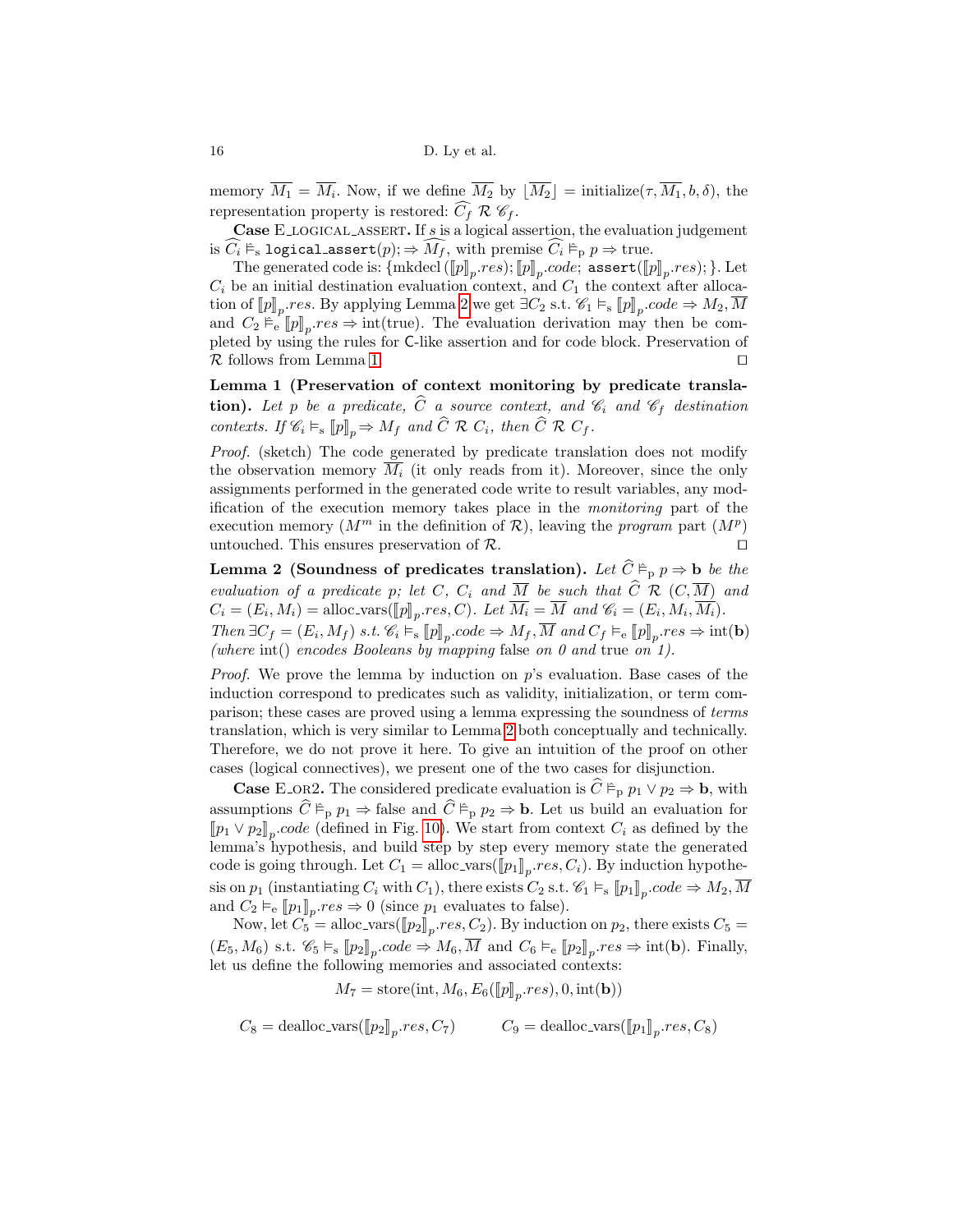memory $\overline{M_1} = \overline{M_i}$. Now, if we define $\overline{M_2}$ by $\lfloor \overline{M_2} \rfloor = \text{initialize}(\tau, \overline{M_1}, b, \delta)$, the representation property is restored: $\widehat{C_f} \; \mathcal{R} \; \mathscr{C}_f$.

**Case** E_LOGICAL_ASSERT**.** If $s$ is a logical assertion, the evaluation judgement is $\widehat{C_i} \stackrel{\frown}{\vDash}_{\text{s}} \texttt{logical\_assert}(p); \Rightarrow \widehat{M_f}$, with premise $\widehat{C_i} \stackrel{\frown}{\vDash}_{\text{p}} p \Rightarrow \text{true}$.

The generated code is: $\{\text{mkdecl}\,(\llbracket p \rrbracket_p.res); \llbracket p \rrbracket_p.code;\ \texttt{assert}(\llbracket p \rrbracket_p.res);\}$. Let $C_i$ be an initial destination evaluation context, and $C_1$ the context after allocation of $\llbracket p \rrbracket_p.res$. By applying Lemma 2 we get $\exists C_2$ s.t. $\mathscr{C}_1 \vDash_{\text{s}} \llbracket p \rrbracket_p.code \Rightarrow M_2, \overline{M}$ and $C_2 \stackrel{\frown}{\vDash}_{\text{e}} \llbracket p \rrbracket_p.res \Rightarrow \text{int(true)}$. The evaluation derivation may then be completed by using the rules for C-like assertion and for code block. Preservation of $\mathcal{R}$ follows from Lemma 1. ◻

**Lemma 1 (Preservation of context monitoring by predicate translation).** *Let $p$ be a predicate, $\widehat{C}$ a source context, and $\mathscr{C}_i$ and $\mathscr{C}_f$ destination contexts. If $\mathscr{C}_i \vDash_{\text{s}} \llbracket p \rrbracket_p \Rightarrow M_f$ and $\widehat{C} \; \mathcal{R} \; C_i$, then $\widehat{C} \; \mathcal{R} \; C_f$.*

*Proof.* (sketch) The code generated by predicate translation does not modify the observation memory $\overline{M_i}$ (it only reads from it). Moreover, since the only assignments performed in the generated code write to result variables, any modification of the execution memory takes place in the *monitoring* part of the execution memory ($M^m$ in the definition of $\mathcal{R}$), leaving the *program* part ($M^p$) untouched. This ensures preservation of $\mathcal{R}$. ◻

**Lemma 2 (Soundness of predicates translation).** *Let $\widehat{C} \stackrel{\frown}{\vDash}_{\text{p}} p \Rightarrow \mathbf{b}$ be the evaluation of a predicate $p$; let $C$, $C_i$ and $\overline{M}$ be such that $\widehat{C} \; \mathcal{R} \; (C, \overline{M})$ and $C_i = (E_i, M_i) = \text{alloc\_vars}(\llbracket p \rrbracket_p.res, C)$. Let $\overline{M_i} = \overline{M}$ and $\mathscr{C}_i = (E_i, M_i, \overline{M_i})$. Then $\exists C_f = (E_i, M_f)$ s.t. $\mathscr{C}_i \vDash_{\text{s}} \llbracket p \rrbracket_p.code \Rightarrow M_f, \overline{M}$ and $C_f \stackrel{\frown}{\vDash}_{\text{e}} \llbracket p \rrbracket_p.res \Rightarrow \text{int}(\mathbf{b})$ (where* int() *encodes Booleans by mapping* false *on 0 and* true *on 1).*

*Proof.* We prove the lemma by induction on $p$'s evaluation. Base cases of the induction correspond to predicates such as validity, initialization, or term comparison; these cases are proved using a lemma expressing the soundness of *terms* translation, which is very similar to Lemma 2 both conceptually and technically. Therefore, we do not prove it here. To give an intuition of the proof on other cases (logical connectives), we present one of the two cases for disjunction.

**Case** E_OR2**.** The considered predicate evaluation is $\widehat{C} \stackrel{\frown}{\vDash}_{\text{p}} p_1 \vee p_2 \Rightarrow \mathbf{b}$, with assumptions $\widehat{C} \stackrel{\frown}{\vDash}_{\text{p}} p_1 \Rightarrow \text{false}$ and $\widehat{C} \stackrel{\frown}{\vDash}_{\text{p}} p_2 \Rightarrow \mathbf{b}$. Let us build an evaluation for $\llbracket p_1 \vee p_2 \rrbracket_p.code$ (defined in Fig. 10). We start from context $C_i$ as defined by the lemma's hypothesis, and build step by step every memory state the generated code is going through. Let $C_1 = \text{alloc\_vars}(\llbracket p_1 \rrbracket_p.res, C_i)$. By induction hypothesis on $p_1$ (instantiating $C_i$ with $C_1$), there exists $C_2$ s.t. $\mathscr{C}_1 \vDash_{\text{s}} \llbracket p_1 \rrbracket_p.code \Rightarrow M_2, \overline{M}$ and $C_2 \stackrel{\frown}{\vDash}_{\text{e}} \llbracket p_1 \rrbracket_p.res \Rightarrow 0$ (since $p_1$ evaluates to false).

Now, let $C_5 = \text{alloc\_vars}(\llbracket p_2 \rrbracket_p.res, C_2)$. By induction on $p_2$, there exists $C_5 = (E_5, M_6)$ s.t. $\mathscr{C}_5 \vDash_{\text{s}} \llbracket p_2 \rrbracket_p.code \Rightarrow M_6, \overline{M}$ and $C_6 \stackrel{\frown}{\vDash}_{\text{e}} \llbracket p_2 \rrbracket_p.res \Rightarrow \text{int}(\mathbf{b})$. Finally, let us define the following memories and associated contexts:

$$M_7 = \text{store}(\text{int}, M_6, E_6(\llbracket p \rrbracket_p.res), 0, \text{int}(\mathbf{b}))$$

$$C_8 = \text{dealloc\_vars}(\llbracket p_2 \rrbracket_p.res, C_7) \qquad C_9 = \text{dealloc\_vars}(\llbracket p_1 \rrbracket_p.res, C_8)$$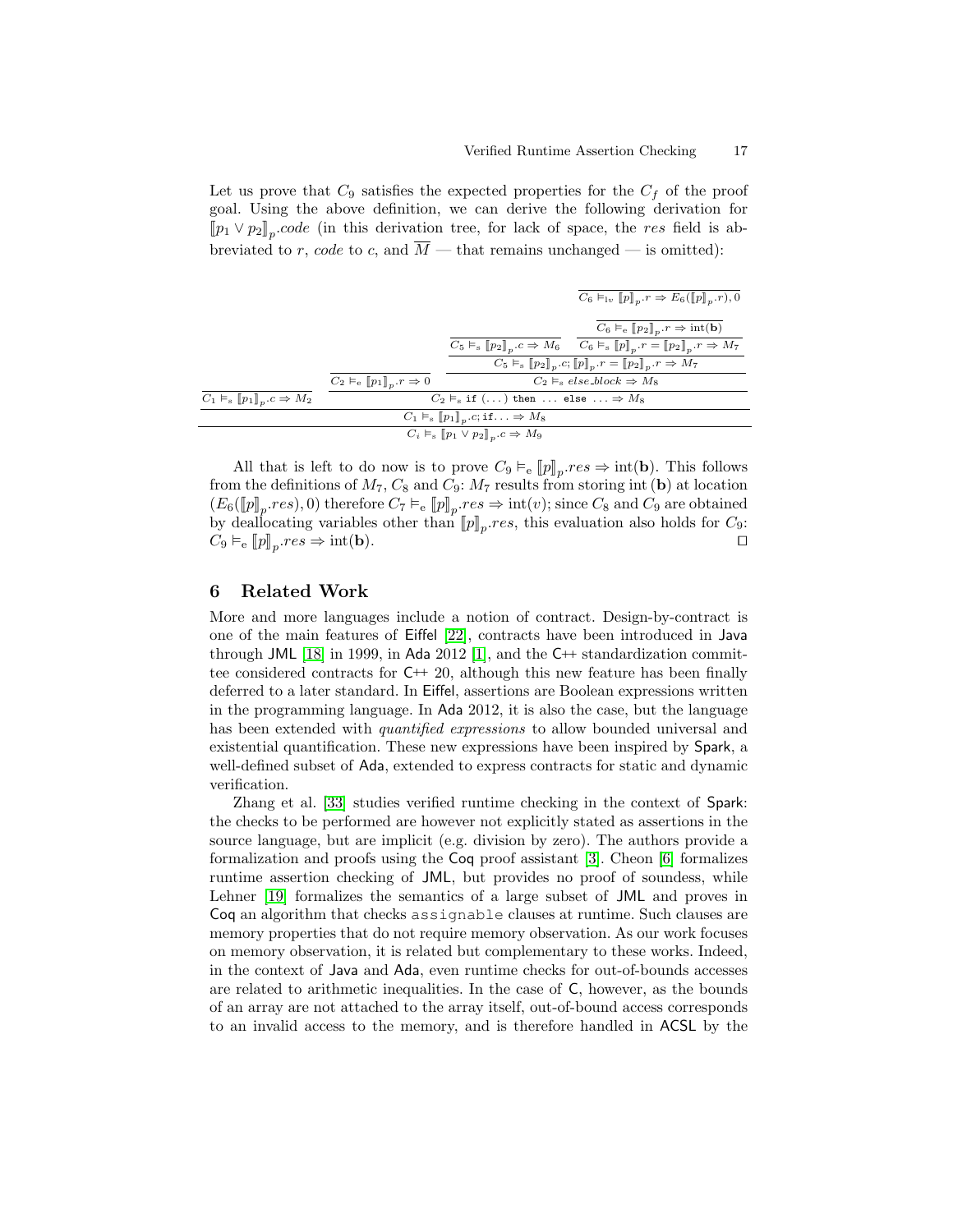Let us prove that $C_9$ satisfies the expected properties for the $C_f$ of the proof goal. Using the above definition, we can derive the following derivation for $\llbracket p_1 \vee p_2 \rrbracket_p.code$ (in this derivation tree, for lack of space, the *res* field is abbreviated to $r$, *code* to $c$, and $\overline{M}$ — that remains unchanged — is omitted):

$$
\dfrac{
  \dfrac{}{C_1 \vDash_{\mathrm{s}} \llbracket p_1 \rrbracket_p.c \Rightarrow M_2}
  \quad
  \dfrac{
    \dfrac{}{C_2 \vDash_{\mathrm{e}} \llbracket p_1 \rrbracket_p.r \Rightarrow 0}
    \quad
    \dfrac{
      \dfrac{
        \dfrac{}{C_5 \vDash_{\mathrm{s}} \llbracket p_2 \rrbracket_p.c \Rightarrow M_6}
        \quad
        \dfrac{
          \dfrac{}{C_6 \vDash_{\mathrm{lv}} \llbracket p \rrbracket_p.r \Rightarrow E_6(\llbracket p \rrbracket_p.r), 0}
          \quad
          \dfrac{}{C_6 \vDash_{\mathrm{e}} \llbracket p_2 \rrbracket_p.r \Rightarrow \mathrm{int}(\mathbf{b})}
        }{C_6 \vDash_{\mathrm{s}} \llbracket p \rrbracket_p.r = \llbracket p_2 \rrbracket_p.r \Rightarrow M_7}
      }{C_5 \vDash_{\mathrm{s}} \llbracket p_2 \rrbracket_p.c; \llbracket p \rrbracket_p.r = \llbracket p_2 \rrbracket_p.r \Rightarrow M_7}
    }{C_2 \vDash_{\mathrm{s}} else\_block \Rightarrow M_8}
  }{C_2 \vDash_{\mathrm{s}} \texttt{if}\ (\dots)\ \texttt{then}\ \dots\ \texttt{else}\ \dots \Rightarrow M_8}
}{
  \dfrac{C_1 \vDash_{\mathrm{s}} \llbracket p_1 \rrbracket_p.c; \texttt{if}\dots \Rightarrow M_8}{C_i \vDash_{\mathrm{s}} \llbracket p_1 \vee p_2 \rrbracket_p.c \Rightarrow M_9}
}
$$

All that is left to do now is to prove $C_9 \vDash_{\mathrm{e}} \llbracket p \rrbracket_p.res \Rightarrow \mathrm{int}(\mathbf{b})$. This follows from the definitions of $M_7$, $C_8$ and $C_9$: $M_7$ results from storing $\mathrm{int}(\mathbf{b})$ at location $(E_6(\llbracket p \rrbracket_p.res), 0)$ therefore $C_7 \vDash_{\mathrm{e}} \llbracket p \rrbracket_p.res \Rightarrow \mathrm{int}(v)$; since $C_8$ and $C_9$ are obtained by deallocating variables other than $\llbracket p \rrbracket_p.res$, this evaluation also holds for $C_9$: $C_9 \vDash_{\mathrm{e}} \llbracket p \rrbracket_p.res \Rightarrow \mathrm{int}(\mathbf{b})$. ◻

## 6 Related Work

More and more languages include a notion of contract. Design-by-contract is one of the main features of Eiffel [22], contracts have been introduced in Java through JML [18] in 1999, in Ada 2012 [1], and the C++ standardization committee considered contracts for C++ 20, although this new feature has been finally deferred to a later standard. In Eiffel, assertions are Boolean expressions written in the programming language. In Ada 2012, it is also the case, but the language has been extended with *quantified expressions* to allow bounded universal and existential quantification. These new expressions have been inspired by Spark, a well-defined subset of Ada, extended to express contracts for static and dynamic verification.

Zhang et al. [33] studies verified runtime checking in the context of Spark: the checks to be performed are however not explicitly stated as assertions in the source language, but are implicit (e.g. division by zero). The authors provide a formalization and proofs using the Coq proof assistant [3]. Cheon [6] formalizes runtime assertion checking of JML, but provides no proof of soundess, while Lehner [19] formalizes the semantics of a large subset of JML and proves in Coq an algorithm that checks `assignable` clauses at runtime. Such clauses are memory properties that do not require memory observation. As our work focuses on memory observation, it is related but complementary to these works. Indeed, in the context of Java and Ada, even runtime checks for out-of-bounds accesses are related to arithmetic inequalities. In the case of C, however, as the bounds of an array are not attached to the array itself, out-of-bound access corresponds to an invalid access to the memory, and is therefore handled in ACSL by the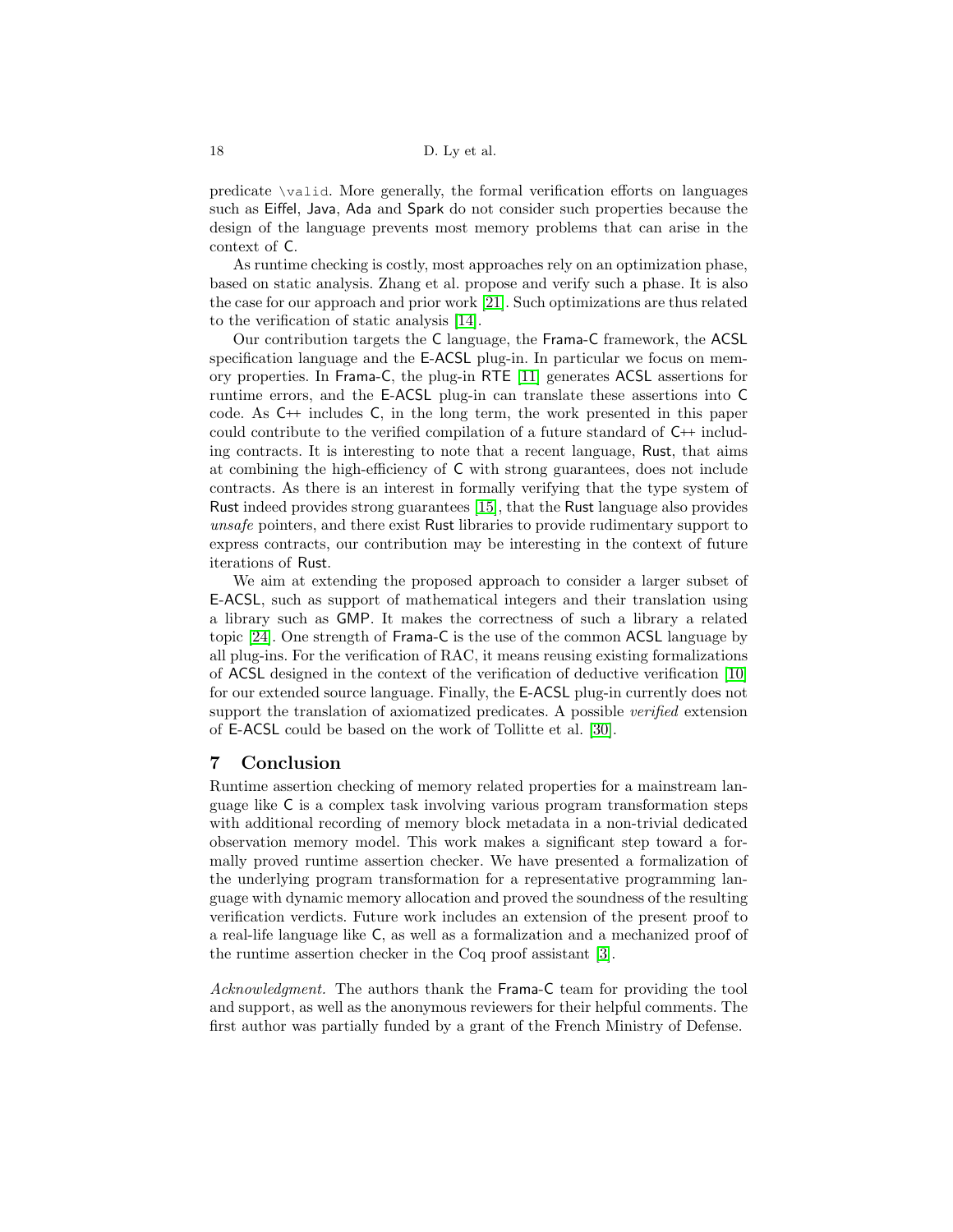predicate \valid. More generally, the formal verification efforts on languages such as Eiffel, Java, Ada and Spark do not consider such properties because the design of the language prevents most memory problems that can arise in the context of C.

As runtime checking is costly, most approaches rely on an optimization phase, based on static analysis. Zhang et al. propose and verify such a phase. It is also the case for our approach and prior work [21]. Such optimizations are thus related to the verification of static analysis [14].

Our contribution targets the C language, the Frama-C framework, the ACSL specification language and the E-ACSL plug-in. In particular we focus on memory properties. In Frama-C, the plug-in RTE [11] generates ACSL assertions for runtime errors, and the E-ACSL plug-in can translate these assertions into C code. As C++ includes C, in the long term, the work presented in this paper could contribute to the verified compilation of a future standard of C++ including contracts. It is interesting to note that a recent language, Rust, that aims at combining the high-efficiency of C with strong guarantees, does not include contracts. As there is an interest in formally verifying that the type system of Rust indeed provides strong guarantees [15], that the Rust language also provides *unsafe* pointers, and there exist Rust libraries to provide rudimentary support to express contracts, our contribution may be interesting in the context of future iterations of Rust.

We aim at extending the proposed approach to consider a larger subset of E-ACSL, such as support of mathematical integers and their translation using a library such as GMP. It makes the correctness of such a library a related topic [24]. One strength of Frama-C is the use of the common ACSL language by all plug-ins. For the verification of RAC, it means reusing existing formalizations of ACSL designed in the context of the verification of deductive verification [10] for our extended source language. Finally, the E-ACSL plug-in currently does not support the translation of axiomatized predicates. A possible *verified* extension of E-ACSL could be based on the work of Tollitte et al. [30].

## 7 Conclusion

Runtime assertion checking of memory related properties for a mainstream language like C is a complex task involving various program transformation steps with additional recording of memory block metadata in a non-trivial dedicated observation memory model. This work makes a significant step toward a formally proved runtime assertion checker. We have presented a formalization of the underlying program transformation for a representative programming language with dynamic memory allocation and proved the soundness of the resulting verification verdicts. Future work includes an extension of the present proof to a real-life language like C, as well as a formalization and a mechanized proof of the runtime assertion checker in the Coq proof assistant [3].

*Acknowledgment.* The authors thank the Frama-C team for providing the tool and support, as well as the anonymous reviewers for their helpful comments. The first author was partially funded by a grant of the French Ministry of Defense.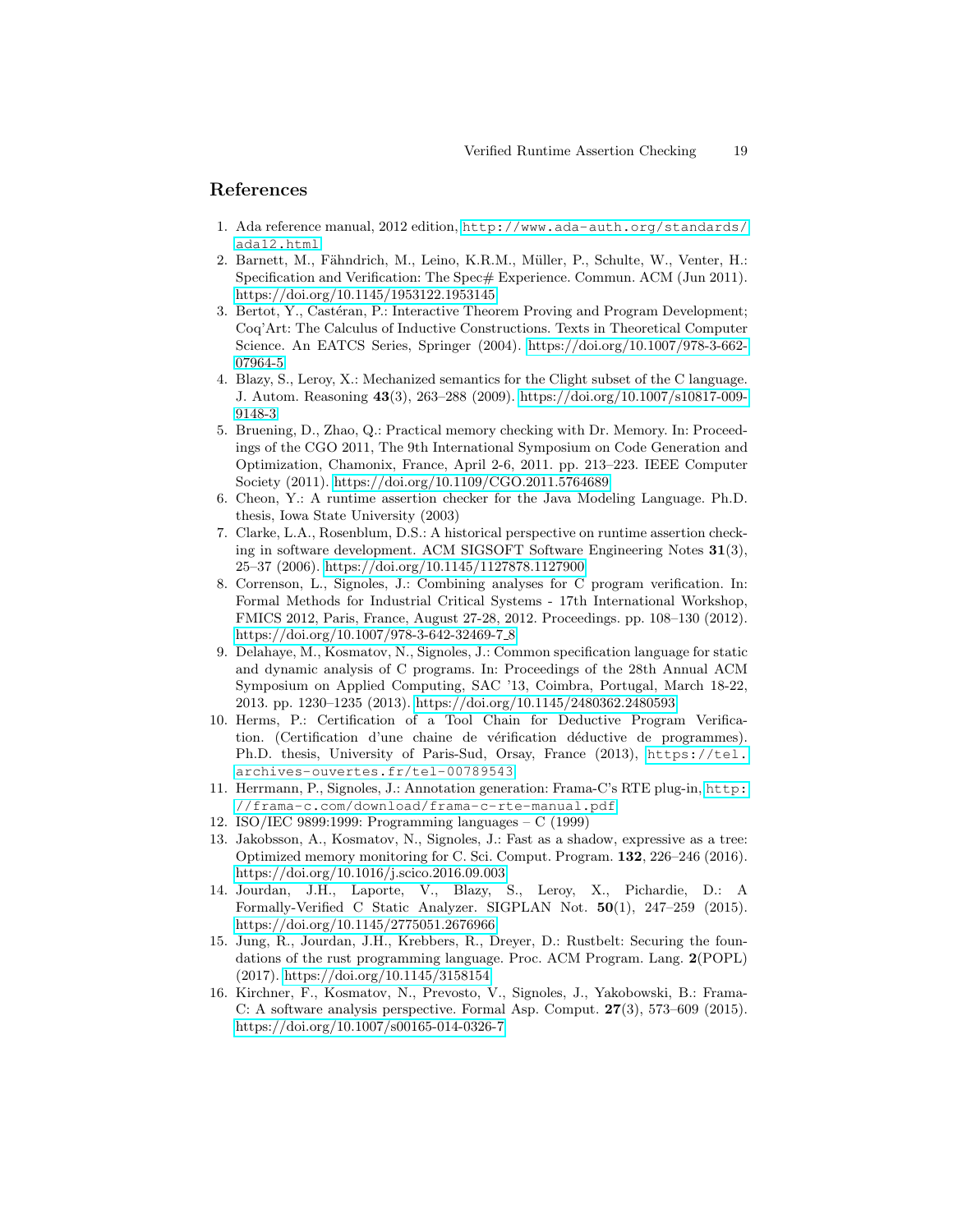## References

1. Ada reference manual, 2012 edition, http://www.ada-auth.org/standards/ada12.html
2. Barnett, M., Fähndrich, M., Leino, K.R.M., Müller, P., Schulte, W., Venter, H.: Specification and Verification: The Spec# Experience. Commun. ACM (Jun 2011). https://doi.org/10.1145/1953122.1953145
3. Bertot, Y., Castéran, P.: Interactive Theorem Proving and Program Development; Coq'Art: The Calculus of Inductive Constructions. Texts in Theoretical Computer Science. An EATCS Series, Springer (2004). https://doi.org/10.1007/978-3-662-07964-5
4. Blazy, S., Leroy, X.: Mechanized semantics for the Clight subset of the C language. J. Autom. Reasoning **43**(3), 263–288 (2009). https://doi.org/10.1007/s10817-009-9148-3
5. Bruening, D., Zhao, Q.: Practical memory checking with Dr. Memory. In: Proceedings of the CGO 2011, The 9th International Symposium on Code Generation and Optimization, Chamonix, France, April 2-6, 2011. pp. 213–223. IEEE Computer Society (2011). https://doi.org/10.1109/CGO.2011.5764689
6. Cheon, Y.: A runtime assertion checker for the Java Modeling Language. Ph.D. thesis, Iowa State University (2003)
7. Clarke, L.A., Rosenblum, D.S.: A historical perspective on runtime assertion checking in software development. ACM SIGSOFT Software Engineering Notes **31**(3), 25–37 (2006). https://doi.org/10.1145/1127878.1127900
8. Correnson, L., Signoles, J.: Combining analyses for C program verification. In: Formal Methods for Industrial Critical Systems - 17th International Workshop, FMICS 2012, Paris, France, August 27-28, 2012. Proceedings. pp. 108–130 (2012). https://doi.org/10.1007/978-3-642-32469-7_8
9. Delahaye, M., Kosmatov, N., Signoles, J.: Common specification language for static and dynamic analysis of C programs. In: Proceedings of the 28th Annual ACM Symposium on Applied Computing, SAC '13, Coimbra, Portugal, March 18-22, 2013. pp. 1230–1235 (2013). https://doi.org/10.1145/2480362.2480593
10. Herms, P.: Certification of a Tool Chain for Deductive Program Verification. (Certification d'une chaine de vérification déductive de programmes). Ph.D. thesis, University of Paris-Sud, Orsay, France (2013), https://tel.archives-ouvertes.fr/tel-00789543
11. Herrmann, P., Signoles, J.: Annotation generation: Frama-C's RTE plug-in, http://frama-c.com/download/frama-c-rte-manual.pdf
12. ISO/IEC 9899:1999: Programming languages – C (1999)
13. Jakobsson, A., Kosmatov, N., Signoles, J.: Fast as a shadow, expressive as a tree: Optimized memory monitoring for C. Sci. Comput. Program. **132**, 226–246 (2016). https://doi.org/10.1016/j.scico.2016.09.003
14. Jourdan, J.H., Laporte, V., Blazy, S., Leroy, X., Pichardie, D.: A Formally-Verified C Static Analyzer. SIGPLAN Not. **50**(1), 247–259 (2015). https://doi.org/10.1145/2775051.2676966
15. Jung, R., Jourdan, J.H., Krebbers, R., Dreyer, D.: Rustbelt: Securing the foundations of the rust programming language. Proc. ACM Program. Lang. **2**(POPL) (2017). https://doi.org/10.1145/3158154
16. Kirchner, F., Kosmatov, N., Prevosto, V., Signoles, J., Yakobowski, B.: Frama-C: A software analysis perspective. Formal Asp. Comput. **27**(3), 573–609 (2015). https://doi.org/10.1007/s00165-014-0326-7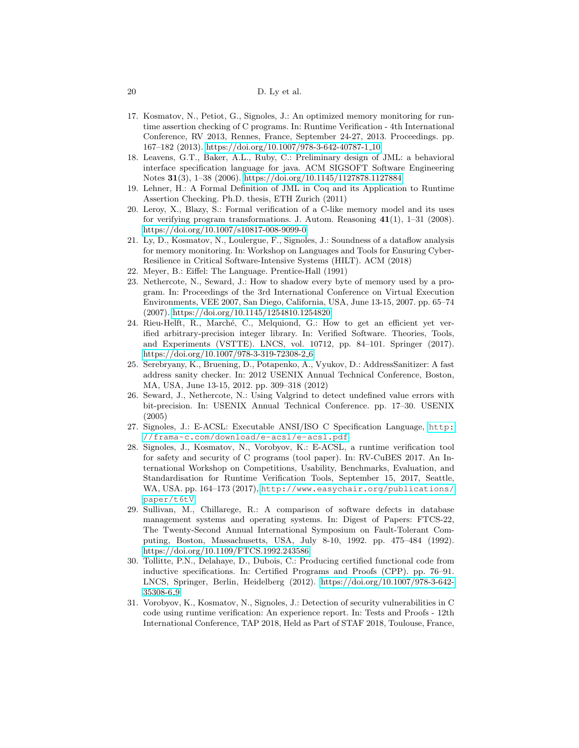17. Kosmatov, N., Petiot, G., Signoles, J.: An optimized memory monitoring for runtime assertion checking of C programs. In: Runtime Verification - 4th International Conference, RV 2013, Rennes, France, September 24-27, 2013. Proceedings. pp. 167–182 (2013). https://doi.org/10.1007/978-3-642-40787-1_10
18. Leavens, G.T., Baker, A.L., Ruby, C.: Preliminary design of JML: a behavioral interface specification language for java. ACM SIGSOFT Software Engineering Notes **31**(3), 1–38 (2006). https://doi.org/10.1145/1127878.1127884
19. Lehner, H.: A Formal Definition of JML in Coq and its Application to Runtime Assertion Checking. Ph.D. thesis, ETH Zurich (2011)
20. Leroy, X., Blazy, S.: Formal verification of a C-like memory model and its uses for verifying program transformations. J. Autom. Reasoning **41**(1), 1–31 (2008). https://doi.org/10.1007/s10817-008-9099-0
21. Ly, D., Kosmatov, N., Loulergue, F., Signoles, J.: Soundness of a dataflow analysis for memory monitoring. In: Workshop on Languages and Tools for Ensuring Cyber-Resilience in Critical Software-Intensive Systems (HILT). ACM (2018)
22. Meyer, B.: Eiffel: The Language. Prentice-Hall (1991)
23. Nethercote, N., Seward, J.: How to shadow every byte of memory used by a program. In: Proceedings of the 3rd International Conference on Virtual Execution Environments, VEE 2007, San Diego, California, USA, June 13-15, 2007. pp. 65–74 (2007). https://doi.org/10.1145/1254810.1254820
24. Rieu-Helft, R., Marché, C., Melquiond, G.: How to get an efficient yet verified arbitrary-precision integer library. In: Verified Software. Theories, Tools, and Experiments (VSTTE). LNCS, vol. 10712, pp. 84–101. Springer (2017). https://doi.org/10.1007/978-3-319-72308-2_6
25. Serebryany, K., Bruening, D., Potapenko, A., Vyukov, D.: AddressSanitizer: A fast address sanity checker. In: 2012 USENIX Annual Technical Conference, Boston, MA, USA, June 13-15, 2012. pp. 309–318 (2012)
26. Seward, J., Nethercote, N.: Using Valgrind to detect undefined value errors with bit-precision. In: USENIX Annual Technical Conference. pp. 17–30. USENIX (2005)
27. Signoles, J.: E-ACSL: Executable ANSI/ISO C Specification Language, `http://frama-c.com/download/e-acsl/e-acsl.pdf`
28. Signoles, J., Kosmatov, N., Vorobyov, K.: E-ACSL, a runtime verification tool for safety and security of C programs (tool paper). In: RV-CuBES 2017. An International Workshop on Competitions, Usability, Benchmarks, Evaluation, and Standardisation for Runtime Verification Tools, September 15, 2017, Seattle, WA, USA. pp. 164–173 (2017), `http://www.easychair.org/publications/paper/t6tV`
29. Sullivan, M., Chillarege, R.: A comparison of software defects in database management systems and operating systems. In: Digest of Papers: FTCS-22, The Twenty-Second Annual International Symposium on Fault-Tolerant Computing, Boston, Massachusetts, USA, July 8-10, 1992. pp. 475–484 (1992). https://doi.org/10.1109/FTCS.1992.243586
30. Tollitte, P.N., Delahaye, D., Dubois, C.: Producing certified functional code from inductive specifications. In: Certified Programs and Proofs (CPP). pp. 76–91. LNCS, Springer, Berlin, Heidelberg (2012). https://doi.org/10.1007/978-3-642-35308-6_9
31. Vorobyov, K., Kosmatov, N., Signoles, J.: Detection of security vulnerabilities in C code using runtime verification: An experience report. In: Tests and Proofs - 12th International Conference, TAP 2018, Held as Part of STAF 2018, Toulouse, France,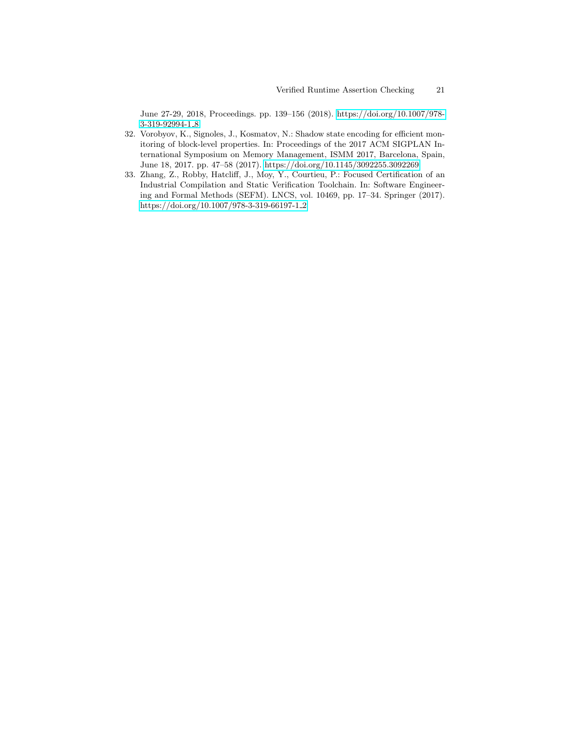June 27-29, 2018, Proceedings. pp. 139–156 (2018). https://doi.org/10.1007/978-3-319-92994-1_8

32. Vorobyov, K., Signoles, J., Kosmatov, N.: Shadow state encoding for efficient monitoring of block-level properties. In: Proceedings of the 2017 ACM SIGPLAN International Symposium on Memory Management, ISMM 2017, Barcelona, Spain, June 18, 2017. pp. 47–58 (2017). https://doi.org/10.1145/3092255.3092269
33. Zhang, Z., Robby, Hatcliff, J., Moy, Y., Courtieu, P.: Focused Certification of an Industrial Compilation and Static Verification Toolchain. In: Software Engineering and Formal Methods (SEFM). LNCS, vol. 10469, pp. 17–34. Springer (2017). https://doi.org/10.1007/978-3-319-66197-1_2